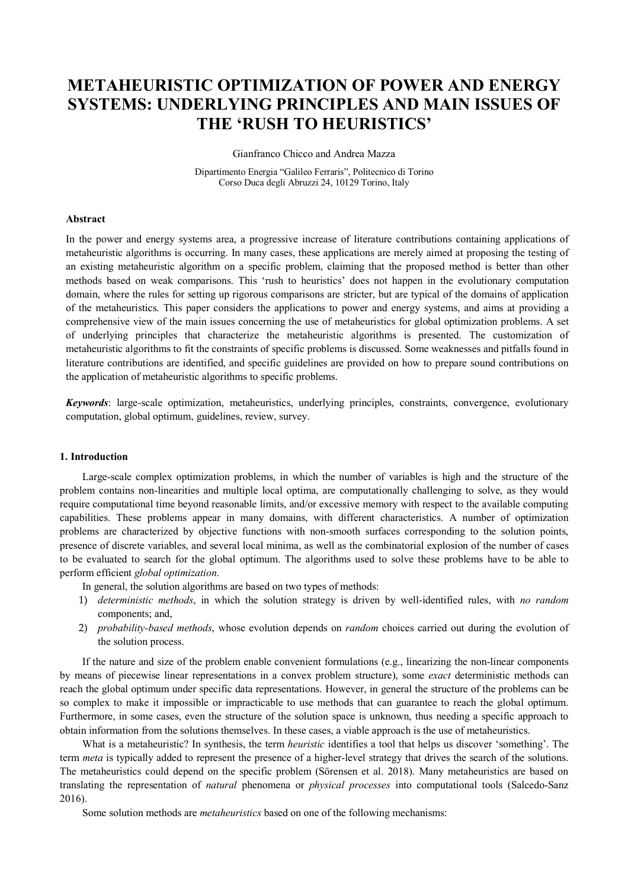# METAHEURISTIC OPTIMIZATION OF POWER AND ENERGY SYSTEMS: UNDERLYING PRINCIPLES AND MAIN ISSUES OF THE 'RUSH TO HEURISTICS'

Gianfranco Chicco and Andrea Mazza

Dipartimento Energia "Galileo Ferraris", Politecnico di Torino
Corso Duca degli Abruzzi 24, 10129 Torino, Italy

### Abstract

In the power and energy systems area, a progressive increase of literature contributions containing applications of metaheuristic algorithms is occurring. In many cases, these applications are merely aimed at proposing the testing of an existing metaheuristic algorithm on a specific problem, claiming that the proposed method is better than other methods based on weak comparisons. This 'rush to heuristics' does not happen in the evolutionary computation domain, where the rules for setting up rigorous comparisons are stricter, but are typical of the domains of application of the metaheuristics. This paper considers the applications to power and energy systems, and aims at providing a comprehensive view of the main issues concerning the use of metaheuristics for global optimization problems. A set of underlying principles that characterize the metaheuristic algorithms is presented. The customization of metaheuristic algorithms to fit the constraints of specific problems is discussed. Some weaknesses and pitfalls found in literature contributions are identified, and specific guidelines are provided on how to prepare sound contributions on the application of metaheuristic algorithms to specific problems.

***Keywords***: large-scale optimization, metaheuristics, underlying principles, constraints, convergence, evolutionary computation, global optimum, guidelines, review, survey.

### 1. Introduction

Large-scale complex optimization problems, in which the number of variables is high and the structure of the problem contains non-linearities and multiple local optima, are computationally challenging to solve, as they would require computational time beyond reasonable limits, and/or excessive memory with respect to the available computing capabilities. These problems appear in many domains, with different characteristics. A number of optimization problems are characterized by objective functions with non-smooth surfaces corresponding to the solution points, presence of discrete variables, and several local minima, as well as the combinatorial explosion of the number of cases to be evaluated to search for the global optimum. The algorithms used to solve these problems have to be able to perform efficient *global optimization*.

In general, the solution algorithms are based on two types of methods:

1) *deterministic methods*, in which the solution strategy is driven by well-identified rules, with *no random* components; and,
2) *probability-based methods*, whose evolution depends on *random* choices carried out during the evolution of the solution process.

If the nature and size of the problem enable convenient formulations (e.g., linearizing the non-linear components by means of piecewise linear representations in a convex problem structure), some *exact* deterministic methods can reach the global optimum under specific data representations. However, in general the structure of the problems can be so complex to make it impossible or impracticable to use methods that can guarantee to reach the global optimum. Furthermore, in some cases, even the structure of the solution space is unknown, thus needing a specific approach to obtain information from the solutions themselves. In these cases, a viable approach is the use of metaheuristics.

What is a metaheuristic? In synthesis, the term *heuristic* identifies a tool that helps us discover 'something'. The term *meta* is typically added to represent the presence of a higher-level strategy that drives the search of the solutions. The metaheuristics could depend on the specific problem (Sörensen et al. 2018). Many metaheuristics are based on translating the representation of *natural* phenomena or *physical processes* into computational tools (Salcedo-Sanz 2016).

Some solution methods are *metaheuristics* based on one of the following mechanisms: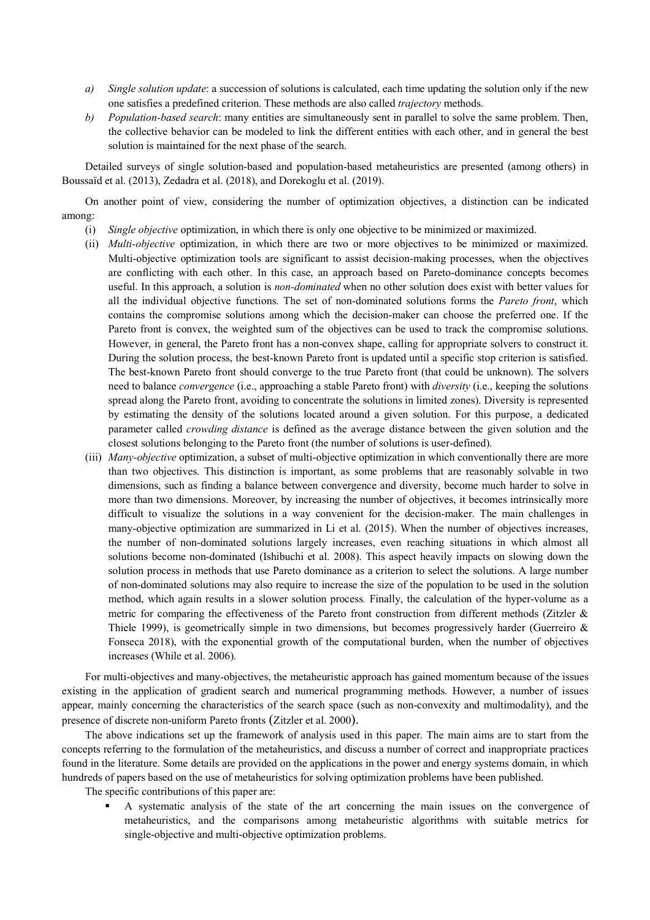a) *Single solution update*: a succession of solutions is calculated, each time updating the solution only if the new one satisfies a predefined criterion. These methods are also called *trajectory* methods.
b) *Population-based search*: many entities are simultaneously sent in parallel to solve the same problem. Then, the collective behavior can be modeled to link the different entities with each other, and in general the best solution is maintained for the next phase of the search.

Detailed surveys of single solution-based and population-based metaheuristics are presented (among others) in Boussaïd et al. (2013), Zedadra et al. (2018), and Dorekoglu et al. (2019).

On another point of view, considering the number of optimization objectives, a distinction can be indicated among:

(i) *Single objective* optimization, in which there is only one objective to be minimized or maximized.
(ii) *Multi-objective* optimization, in which there are two or more objectives to be minimized or maximized. Multi-objective optimization tools are significant to assist decision-making processes, when the objectives are conflicting with each other. In this case, an approach based on Pareto-dominance concepts becomes useful. In this approach, a solution is *non-dominated* when no other solution does exist with better values for all the individual objective functions. The set of non-dominated solutions forms the *Pareto front*, which contains the compromise solutions among which the decision-maker can choose the preferred one. If the Pareto front is convex, the weighted sum of the objectives can be used to track the compromise solutions. However, in general, the Pareto front has a non-convex shape, calling for appropriate solvers to construct it. During the solution process, the best-known Pareto front is updated until a specific stop criterion is satisfied. The best-known Pareto front should converge to the true Pareto front (that could be unknown). The solvers need to balance *convergence* (i.e., approaching a stable Pareto front) with *diversity* (i.e., keeping the solutions spread along the Pareto front, avoiding to concentrate the solutions in limited zones). Diversity is represented by estimating the density of the solutions located around a given solution. For this purpose, a dedicated parameter called *crowding distance* is defined as the average distance between the given solution and the closest solutions belonging to the Pareto front (the number of solutions is user-defined).
(iii) *Many-objective* optimization, a subset of multi-objective optimization in which conventionally there are more than two objectives. This distinction is important, as some problems that are reasonably solvable in two dimensions, such as finding a balance between convergence and diversity, become much harder to solve in more than two dimensions. Moreover, by increasing the number of objectives, it becomes intrinsically more difficult to visualize the solutions in a way convenient for the decision-maker. The main challenges in many-objective optimization are summarized in Li et al. (2015). When the number of objectives increases, the number of non-dominated solutions largely increases, even reaching situations in which almost all solutions become non-dominated (Ishibuchi et al. 2008). This aspect heavily impacts on slowing down the solution process in methods that use Pareto dominance as a criterion to select the solutions. A large number of non-dominated solutions may also require to increase the size of the population to be used in the solution method, which again results in a slower solution process. Finally, the calculation of the hyper-volume as a metric for comparing the effectiveness of the Pareto front construction from different methods (Zitzler & Thiele 1999), is geometrically simple in two dimensions, but becomes progressively harder (Guerreiro & Fonseca 2018), with the exponential growth of the computational burden, when the number of objectives increases (While et al. 2006).

For multi-objectives and many-objectives, the metaheuristic approach has gained momentum because of the issues existing in the application of gradient search and numerical programming methods. However, a number of issues appear, mainly concerning the characteristics of the search space (such as non-convexity and multimodality), and the presence of discrete non-uniform Pareto fronts (Zitzler et al. 2000).

The above indications set up the framework of analysis used in this paper. The main aims are to start from the concepts referring to the formulation of the metaheuristics, and discuss a number of correct and inappropriate practices found in the literature. Some details are provided on the applications in the power and energy systems domain, in which hundreds of papers based on the use of metaheuristics for solving optimization problems have been published.

The specific contributions of this paper are:

- A systematic analysis of the state of the art concerning the main issues on the convergence of metaheuristics, and the comparisons among metaheuristic algorithms with suitable metrics for single-objective and multi-objective optimization problems.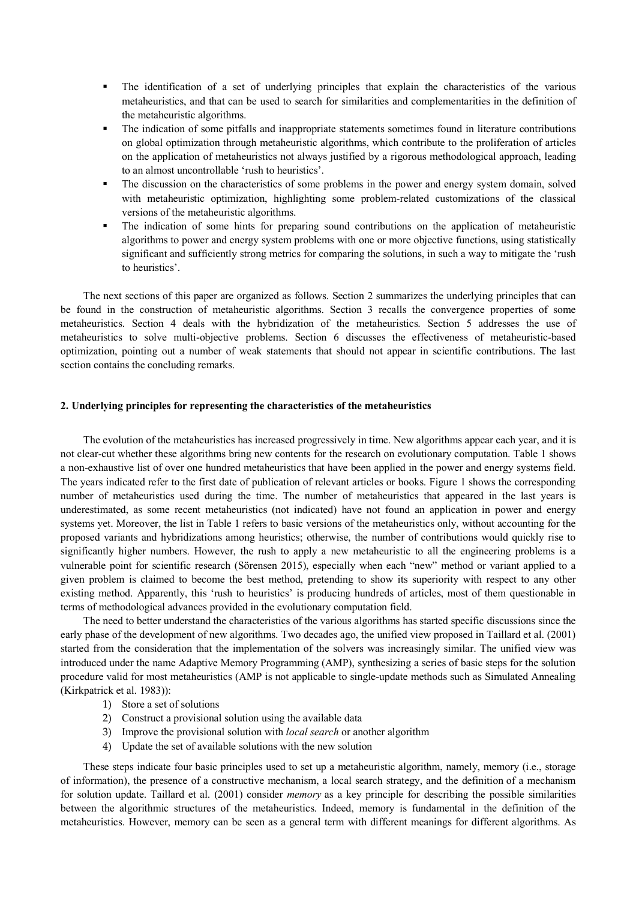- The identification of a set of underlying principles that explain the characteristics of the various metaheuristics, and that can be used to search for similarities and complementarities in the definition of the metaheuristic algorithms.
- The indication of some pitfalls and inappropriate statements sometimes found in literature contributions on global optimization through metaheuristic algorithms, which contribute to the proliferation of articles on the application of metaheuristics not always justified by a rigorous methodological approach, leading to an almost uncontrollable 'rush to heuristics'.
- The discussion on the characteristics of some problems in the power and energy system domain, solved with metaheuristic optimization, highlighting some problem-related customizations of the classical versions of the metaheuristic algorithms.
- The indication of some hints for preparing sound contributions on the application of metaheuristic algorithms to power and energy system problems with one or more objective functions, using statistically significant and sufficiently strong metrics for comparing the solutions, in such a way to mitigate the 'rush to heuristics'.

The next sections of this paper are organized as follows. Section 2 summarizes the underlying principles that can be found in the construction of metaheuristic algorithms. Section 3 recalls the convergence properties of some metaheuristics. Section 4 deals with the hybridization of the metaheuristics. Section 5 addresses the use of metaheuristics to solve multi-objective problems. Section 6 discusses the effectiveness of metaheuristic-based optimization, pointing out a number of weak statements that should not appear in scientific contributions. The last section contains the concluding remarks.

## 2. Underlying principles for representing the characteristics of the metaheuristics

The evolution of the metaheuristics has increased progressively in time. New algorithms appear each year, and it is not clear-cut whether these algorithms bring new contents for the research on evolutionary computation. Table 1 shows a non-exhaustive list of over one hundred metaheuristics that have been applied in the power and energy systems field. The years indicated refer to the first date of publication of relevant articles or books. Figure 1 shows the corresponding number of metaheuristics used during the time. The number of metaheuristics that appeared in the last years is underestimated, as some recent metaheuristics (not indicated) have not found an application in power and energy systems yet. Moreover, the list in Table 1 refers to basic versions of the metaheuristics only, without accounting for the proposed variants and hybridizations among heuristics; otherwise, the number of contributions would quickly rise to significantly higher numbers. However, the rush to apply a new metaheuristic to all the engineering problems is a vulnerable point for scientific research (Sörensen 2015), especially when each "new" method or variant applied to a given problem is claimed to become the best method, pretending to show its superiority with respect to any other existing method. Apparently, this 'rush to heuristics' is producing hundreds of articles, most of them questionable in terms of methodological advances provided in the evolutionary computation field.

The need to better understand the characteristics of the various algorithms has started specific discussions since the early phase of the development of new algorithms. Two decades ago, the unified view proposed in Taillard et al. (2001) started from the consideration that the implementation of the solvers was increasingly similar. The unified view was introduced under the name Adaptive Memory Programming (AMP), synthesizing a series of basic steps for the solution procedure valid for most metaheuristics (AMP is not applicable to single-update methods such as Simulated Annealing (Kirkpatrick et al. 1983)):

1) Store a set of solutions
2) Construct a provisional solution using the available data
3) Improve the provisional solution with *local search* or another algorithm
4) Update the set of available solutions with the new solution

These steps indicate four basic principles used to set up a metaheuristic algorithm, namely, memory (i.e., storage of information), the presence of a constructive mechanism, a local search strategy, and the definition of a mechanism for solution update. Taillard et al. (2001) consider *memory* as a key principle for describing the possible similarities between the algorithmic structures of the metaheuristics. Indeed, memory is fundamental in the definition of the metaheuristics. However, memory can be seen as a general term with different meanings for different algorithms. As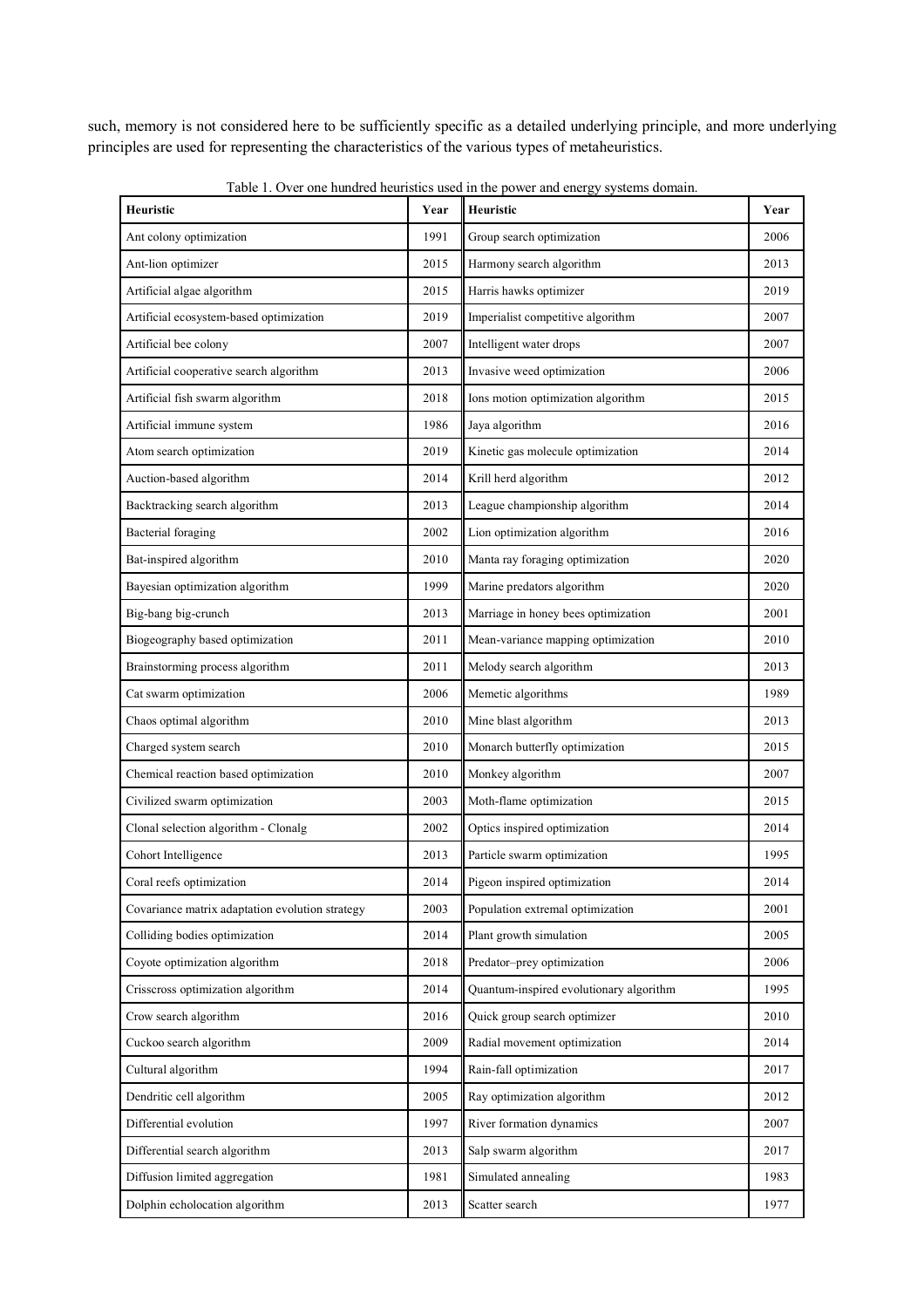such, memory is not considered here to be sufficiently specific as a detailed underlying principle, and more underlying principles are used for representing the characteristics of the various types of metaheuristics.

Table 1. Over one hundred heuristics used in the power and energy systems domain.

| Heuristic | Year | Heuristic | Year |
|---|---|---|---|
| Ant colony optimization | 1991 | Group search optimization | 2006 |
| Ant-lion optimizer | 2015 | Harmony search algorithm | 2013 |
| Artificial algae algorithm | 2015 | Harris hawks optimizer | 2019 |
| Artificial ecosystem-based optimization | 2019 | Imperialist competitive algorithm | 2007 |
| Artificial bee colony | 2007 | Intelligent water drops | 2007 |
| Artificial cooperative search algorithm | 2013 | Invasive weed optimization | 2006 |
| Artificial fish swarm algorithm | 2018 | Ions motion optimization algorithm | 2015 |
| Artificial immune system | 1986 | Jaya algorithm | 2016 |
| Atom search optimization | 2019 | Kinetic gas molecule optimization | 2014 |
| Auction-based algorithm | 2014 | Krill herd algorithm | 2012 |
| Backtracking search algorithm | 2013 | League championship algorithm | 2014 |
| Bacterial foraging | 2002 | Lion optimization algorithm | 2016 |
| Bat-inspired algorithm | 2010 | Manta ray foraging optimization | 2020 |
| Bayesian optimization algorithm | 1999 | Marine predators algorithm | 2020 |
| Big-bang big-crunch | 2013 | Marriage in honey bees optimization | 2001 |
| Biogeography based optimization | 2011 | Mean-variance mapping optimization | 2010 |
| Brainstorming process algorithm | 2011 | Melody search algorithm | 2013 |
| Cat swarm optimization | 2006 | Memetic algorithms | 1989 |
| Chaos optimal algorithm | 2010 | Mine blast algorithm | 2013 |
| Charged system search | 2010 | Monarch butterfly optimization | 2015 |
| Chemical reaction based optimization | 2010 | Monkey algorithm | 2007 |
| Civilized swarm optimization | 2003 | Moth-flame optimization | 2015 |
| Clonal selection algorithm - Clonalg | 2002 | Optics inspired optimization | 2014 |
| Cohort Intelligence | 2013 | Particle swarm optimization | 1995 |
| Coral reefs optimization | 2014 | Pigeon inspired optimization | 2014 |
| Covariance matrix adaptation evolution strategy | 2003 | Population extremal optimization | 2001 |
| Colliding bodies optimization | 2014 | Plant growth simulation | 2005 |
| Coyote optimization algorithm | 2018 | Predator–prey optimization | 2006 |
| Crisscross optimization algorithm | 2014 | Quantum-inspired evolutionary algorithm | 1995 |
| Crow search algorithm | 2016 | Quick group search optimizer | 2010 |
| Cuckoo search algorithm | 2009 | Radial movement optimization | 2014 |
| Cultural algorithm | 1994 | Rain-fall optimization | 2017 |
| Dendritic cell algorithm | 2005 | Ray optimization algorithm | 2012 |
| Differential evolution | 1997 | River formation dynamics | 2007 |
| Differential search algorithm | 2013 | Salp swarm algorithm | 2017 |
| Diffusion limited aggregation | 1981 | Simulated annealing | 1983 |
| Dolphin echolocation algorithm | 2013 | Scatter search | 1977 |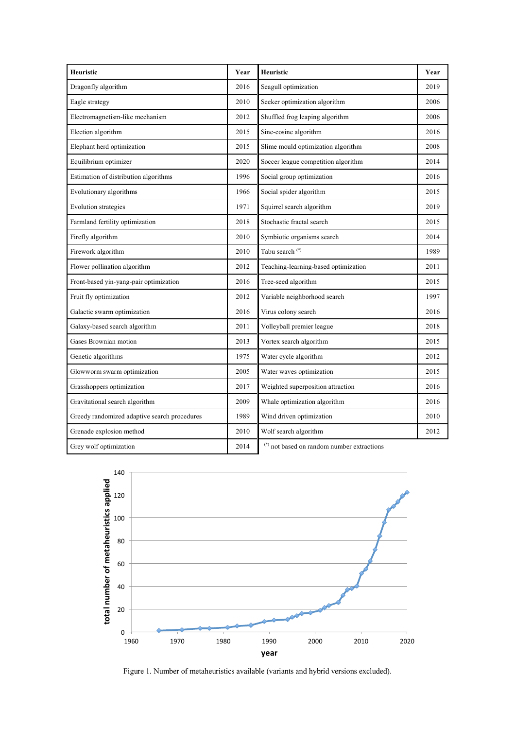| Heuristic | Year | Heuristic | Year |
|---|---|---|---|
| Dragonfly algorithm | 2016 | Seagull optimization | 2019 |
| Eagle strategy | 2010 | Seeker optimization algorithm | 2006 |
| Electromagnetism-like mechanism | 2012 | Shuffled frog leaping algorithm | 2006 |
| Election algorithm | 2015 | Sine-cosine algorithm | 2016 |
| Elephant herd optimization | 2015 | Slime mould optimization algorithm | 2008 |
| Equilibrium optimizer | 2020 | Soccer league competition algorithm | 2014 |
| Estimation of distribution algorithms | 1996 | Social group optimization | 2016 |
| Evolutionary algorithms | 1966 | Social spider algorithm | 2015 |
| Evolution strategies | 1971 | Squirrel search algorithm | 2019 |
| Farmland fertility optimization | 2018 | Stochastic fractal search | 2015 |
| Firefly algorithm | 2010 | Symbiotic organisms search | 2014 |
| Firework algorithm | 2010 | Tabu search (*) | 1989 |
| Flower pollination algorithm | 2012 | Teaching-learning-based optimization | 2011 |
| Front-based yin-yang-pair optimization | 2016 | Tree-seed algorithm | 2015 |
| Fruit fly optimization | 2012 | Variable neighborhood search | 1997 |
| Galactic swarm optimization | 2016 | Virus colony search | 2016 |
| Galaxy-based search algorithm | 2011 | Volleyball premier league | 2018 |
| Gases Brownian motion | 2013 | Vortex search algorithm | 2015 |
| Genetic algorithms | 1975 | Water cycle algorithm | 2012 |
| Glowworm swarm optimization | 2005 | Water waves optimization | 2015 |
| Grasshoppers optimization | 2017 | Weighted superposition attraction | 2016 |
| Gravitational search algorithm | 2009 | Whale optimization algorithm | 2016 |
| Greedy randomized adaptive search procedures | 1989 | Wind driven optimization | 2010 |
| Grenade explosion method | 2010 | Wolf search algorithm | 2012 |
| Grey wolf optimization | 2014 | | |

(*) not based on random number extractions

Figure 1. Number of metaheuristics available (variants and hybrid versions excluded).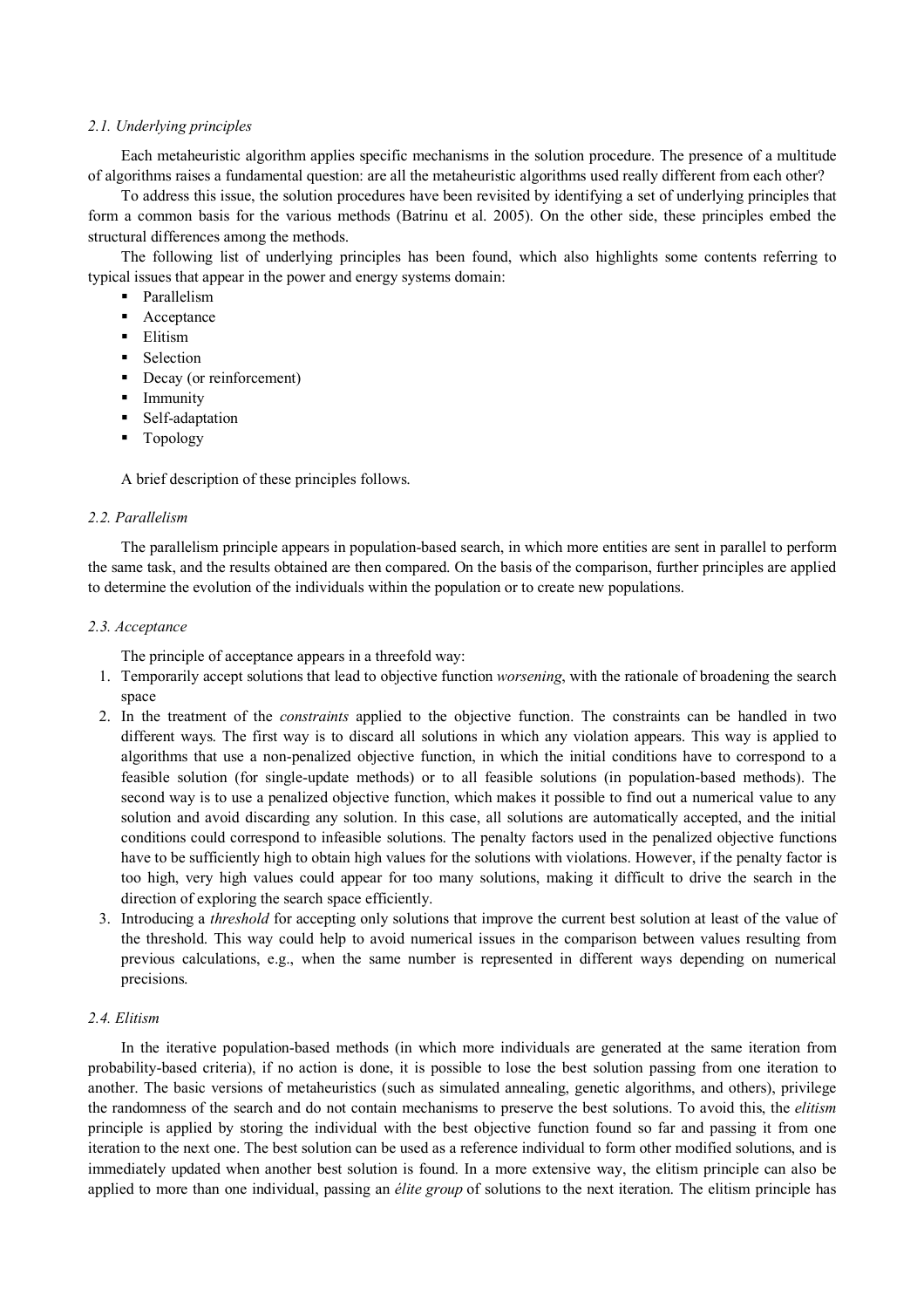### *2.1. Underlying principles*

Each metaheuristic algorithm applies specific mechanisms in the solution procedure. The presence of a multitude of algorithms raises a fundamental question: are all the metaheuristic algorithms used really different from each other?

To address this issue, the solution procedures have been revisited by identifying a set of underlying principles that form a common basis for the various methods (Batrinu et al. 2005). On the other side, these principles embed the structural differences among the methods.

The following list of underlying principles has been found, which also highlights some contents referring to typical issues that appear in the power and energy systems domain:

- Parallelism
- Acceptance
- Elitism
- Selection
- Decay (or reinforcement)
- Immunity
- Self-adaptation
- Topology

A brief description of these principles follows.

### *2.2. Parallelism*

The parallelism principle appears in population-based search, in which more entities are sent in parallel to perform the same task, and the results obtained are then compared. On the basis of the comparison, further principles are applied to determine the evolution of the individuals within the population or to create new populations.

### *2.3. Acceptance*

The principle of acceptance appears in a threefold way:

1. Temporarily accept solutions that lead to objective function *worsening*, with the rationale of broadening the search space
2. In the treatment of the *constraints* applied to the objective function. The constraints can be handled in two different ways. The first way is to discard all solutions in which any violation appears. This way is applied to algorithms that use a non-penalized objective function, in which the initial conditions have to correspond to a feasible solution (for single-update methods) or to all feasible solutions (in population-based methods). The second way is to use a penalized objective function, which makes it possible to find out a numerical value to any solution and avoid discarding any solution. In this case, all solutions are automatically accepted, and the initial conditions could correspond to infeasible solutions. The penalty factors used in the penalized objective functions have to be sufficiently high to obtain high values for the solutions with violations. However, if the penalty factor is too high, very high values could appear for too many solutions, making it difficult to drive the search in the direction of exploring the search space efficiently.
3. Introducing a *threshold* for accepting only solutions that improve the current best solution at least of the value of the threshold. This way could help to avoid numerical issues in the comparison between values resulting from previous calculations, e.g., when the same number is represented in different ways depending on numerical precisions.

### *2.4. Elitism*

In the iterative population-based methods (in which more individuals are generated at the same iteration from probability-based criteria), if no action is done, it is possible to lose the best solution passing from one iteration to another. The basic versions of metaheuristics (such as simulated annealing, genetic algorithms, and others), privilege the randomness of the search and do not contain mechanisms to preserve the best solutions. To avoid this, the *elitism* principle is applied by storing the individual with the best objective function found so far and passing it from one iteration to the next one. The best solution can be used as a reference individual to form other modified solutions, and is immediately updated when another best solution is found. In a more extensive way, the elitism principle can also be applied to more than one individual, passing an *élite group* of solutions to the next iteration. The elitism principle has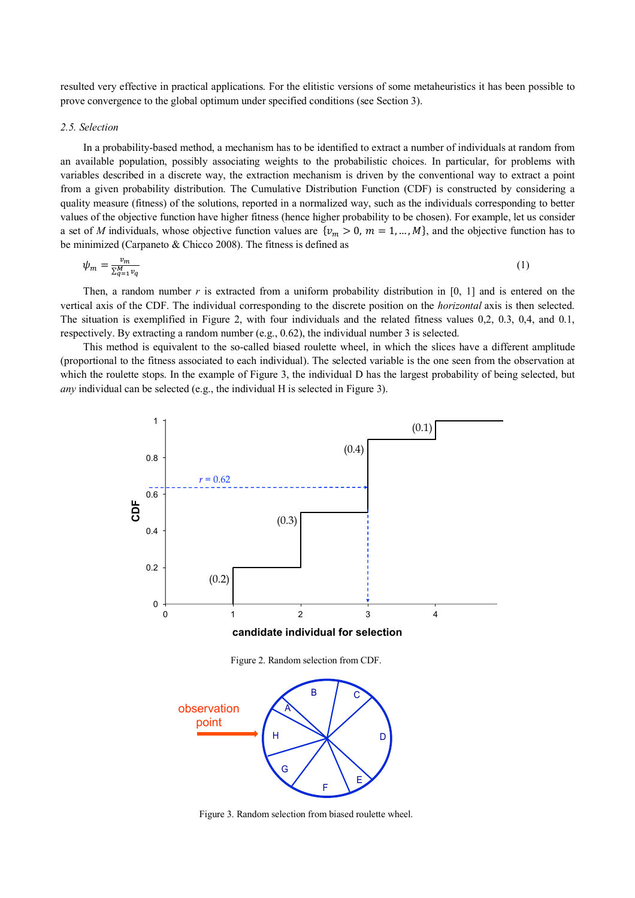resulted very effective in practical applications. For the elitistic versions of some metaheuristics it has been possible to prove convergence to the global optimum under specified conditions (see Section 3).

### 2.5. Selection

In a probability-based method, a mechanism has to be identified to extract a number of individuals at random from an available population, possibly associating weights to the probabilistic choices. In particular, for problems with variables described in a discrete way, the extraction mechanism is driven by the conventional way to extract a point from a given probability distribution. The Cumulative Distribution Function (CDF) is constructed by considering a quality measure (fitness) of the solutions, reported in a normalized way, such as the individuals corresponding to better values of the objective function have higher fitness (hence higher probability to be chosen). For example, let us consider a set of $M$ individuals, whose objective function values are $\{v_m > 0,\ m = 1, \ldots, M\}$, and the objective function has to be minimized (Carpaneto & Chicco 2008). The fitness is defined as

$$\psi_m = \frac{v_m}{\sum_{q=1}^{M} v_q} \tag{1}$$

Then, a random number $r$ is extracted from a uniform probability distribution in [0, 1] and is entered on the vertical axis of the CDF. The individual corresponding to the discrete position on the *horizontal* axis is then selected. The situation is exemplified in Figure 2, with four individuals and the related fitness values 0,2, 0.3, 0,4, and 0.1, respectively. By extracting a random number (e.g., 0.62), the individual number 3 is selected.

This method is equivalent to the so-called biased roulette wheel, in which the slices have a different amplitude (proportional to the fitness associated to each individual). The selected variable is the one seen from the observation at which the roulette stops. In the example of Figure 3, the individual D has the largest probability of being selected, but *any* individual can be selected (e.g., the individual H is selected in Figure 3).

Figure 2. Random selection from CDF.

Figure 3. Random selection from biased roulette wheel.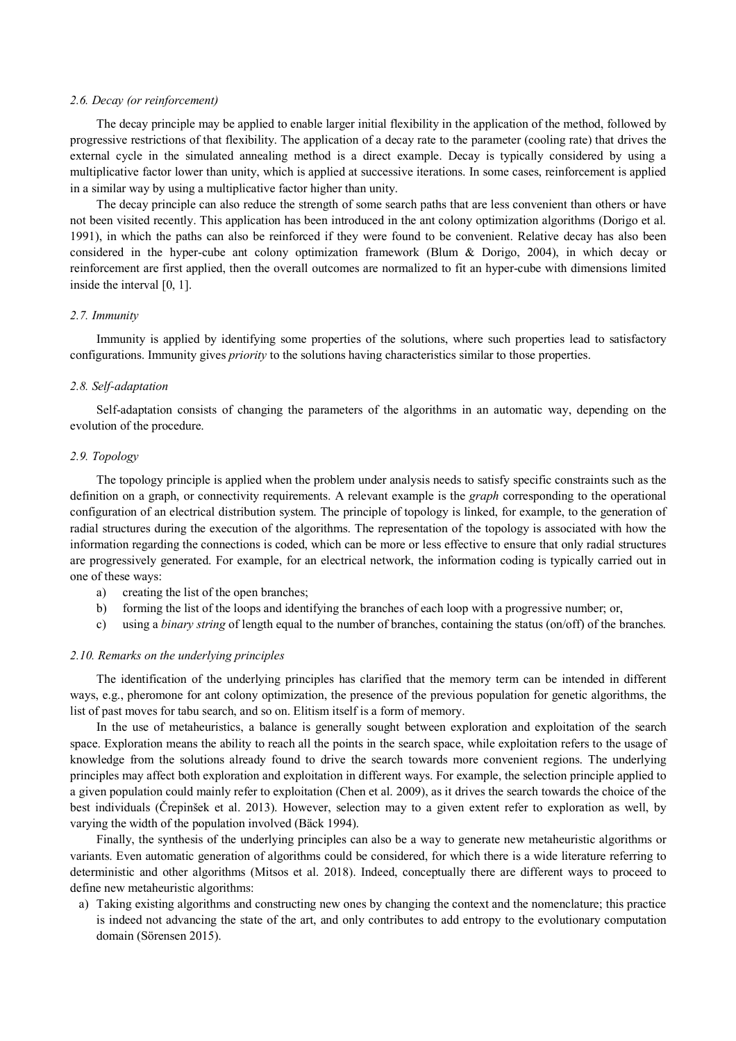*2.6. Decay (or reinforcement)*

The decay principle may be applied to enable larger initial flexibility in the application of the method, followed by progressive restrictions of that flexibility. The application of a decay rate to the parameter (cooling rate) that drives the external cycle in the simulated annealing method is a direct example. Decay is typically considered by using a multiplicative factor lower than unity, which is applied at successive iterations. In some cases, reinforcement is applied in a similar way by using a multiplicative factor higher than unity.

The decay principle can also reduce the strength of some search paths that are less convenient than others or have not been visited recently. This application has been introduced in the ant colony optimization algorithms (Dorigo et al. 1991), in which the paths can also be reinforced if they were found to be convenient. Relative decay has also been considered in the hyper-cube ant colony optimization framework (Blum & Dorigo, 2004), in which decay or reinforcement are first applied, then the overall outcomes are normalized to fit an hyper-cube with dimensions limited inside the interval [0, 1].

*2.7. Immunity*

Immunity is applied by identifying some properties of the solutions, where such properties lead to satisfactory configurations. Immunity gives *priority* to the solutions having characteristics similar to those properties.

*2.8. Self-adaptation*

Self-adaptation consists of changing the parameters of the algorithms in an automatic way, depending on the evolution of the procedure.

*2.9. Topology*

The topology principle is applied when the problem under analysis needs to satisfy specific constraints such as the definition on a graph, or connectivity requirements. A relevant example is the *graph* corresponding to the operational configuration of an electrical distribution system. The principle of topology is linked, for example, to the generation of radial structures during the execution of the algorithms. The representation of the topology is associated with how the information regarding the connections is coded, which can be more or less effective to ensure that only radial structures are progressively generated. For example, for an electrical network, the information coding is typically carried out in one of these ways:

a) creating the list of the open branches;
b) forming the list of the loops and identifying the branches of each loop with a progressive number; or,
c) using a *binary string* of length equal to the number of branches, containing the status (on/off) of the branches.

*2.10. Remarks on the underlying principles*

The identification of the underlying principles has clarified that the memory term can be intended in different ways, e.g., pheromone for ant colony optimization, the presence of the previous population for genetic algorithms, the list of past moves for tabu search, and so on. Elitism itself is a form of memory.

In the use of metaheuristics, a balance is generally sought between exploration and exploitation of the search space. Exploration means the ability to reach all the points in the search space, while exploitation refers to the usage of knowledge from the solutions already found to drive the search towards more convenient regions. The underlying principles may affect both exploration and exploitation in different ways. For example, the selection principle applied to a given population could mainly refer to exploitation (Chen et al. 2009), as it drives the search towards the choice of the best individuals (Črepinšek et al. 2013). However, selection may to a given extent refer to exploration as well, by varying the width of the population involved (Bäck 1994).

Finally, the synthesis of the underlying principles can also be a way to generate new metaheuristic algorithms or variants. Even automatic generation of algorithms could be considered, for which there is a wide literature referring to deterministic and other algorithms (Mitsos et al. 2018). Indeed, conceptually there are different ways to proceed to define new metaheuristic algorithms:

a) Taking existing algorithms and constructing new ones by changing the context and the nomenclature; this practice is indeed not advancing the state of the art, and only contributes to add entropy to the evolutionary computation domain (Sörensen 2015).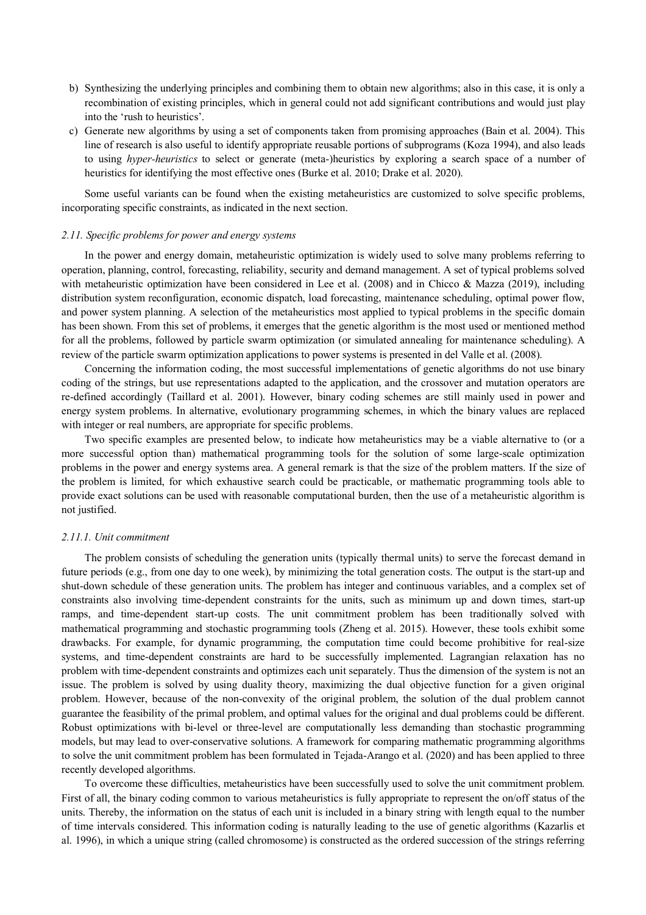b) Synthesizing the underlying principles and combining them to obtain new algorithms; also in this case, it is only a recombination of existing principles, which in general could not add significant contributions and would just play into the 'rush to heuristics'.
c) Generate new algorithms by using a set of components taken from promising approaches (Bain et al. 2004). This line of research is also useful to identify appropriate reusable portions of subprograms (Koza 1994), and also leads to using *hyper-heuristics* to select or generate (meta-)heuristics by exploring a search space of a number of heuristics for identifying the most effective ones (Burke et al. 2010; Drake et al. 2020).

Some useful variants can be found when the existing metaheuristics are customized to solve specific problems, incorporating specific constraints, as indicated in the next section.

### *2.11. Specific problems for power and energy systems*

In the power and energy domain, metaheuristic optimization is widely used to solve many problems referring to operation, planning, control, forecasting, reliability, security and demand management. A set of typical problems solved with metaheuristic optimization have been considered in Lee et al. (2008) and in Chicco & Mazza (2019), including distribution system reconfiguration, economic dispatch, load forecasting, maintenance scheduling, optimal power flow, and power system planning. A selection of the metaheuristics most applied to typical problems in the specific domain has been shown. From this set of problems, it emerges that the genetic algorithm is the most used or mentioned method for all the problems, followed by particle swarm optimization (or simulated annealing for maintenance scheduling). A review of the particle swarm optimization applications to power systems is presented in del Valle et al. (2008).

Concerning the information coding, the most successful implementations of genetic algorithms do not use binary coding of the strings, but use representations adapted to the application, and the crossover and mutation operators are re-defined accordingly (Taillard et al. 2001). However, binary coding schemes are still mainly used in power and energy system problems. In alternative, evolutionary programming schemes, in which the binary values are replaced with integer or real numbers, are appropriate for specific problems.

Two specific examples are presented below, to indicate how metaheuristics may be a viable alternative to (or a more successful option than) mathematical programming tools for the solution of some large-scale optimization problems in the power and energy systems area. A general remark is that the size of the problem matters. If the size of the problem is limited, for which exhaustive search could be practicable, or mathematic programming tools able to provide exact solutions can be used with reasonable computational burden, then the use of a metaheuristic algorithm is not justified.

#### *2.11.1. Unit commitment*

The problem consists of scheduling the generation units (typically thermal units) to serve the forecast demand in future periods (e.g., from one day to one week), by minimizing the total generation costs. The output is the start-up and shut-down schedule of these generation units. The problem has integer and continuous variables, and a complex set of constraints also involving time-dependent constraints for the units, such as minimum up and down times, start-up ramps, and time-dependent start-up costs. The unit commitment problem has been traditionally solved with mathematical programming and stochastic programming tools (Zheng et al. 2015). However, these tools exhibit some drawbacks. For example, for dynamic programming, the computation time could become prohibitive for real-size systems, and time-dependent constraints are hard to be successfully implemented. Lagrangian relaxation has no problem with time-dependent constraints and optimizes each unit separately. Thus the dimension of the system is not an issue. The problem is solved by using duality theory, maximizing the dual objective function for a given original problem. However, because of the non-convexity of the original problem, the solution of the dual problem cannot guarantee the feasibility of the primal problem, and optimal values for the original and dual problems could be different. Robust optimizations with bi-level or three-level are computationally less demanding than stochastic programming models, but may lead to over-conservative solutions. A framework for comparing mathematic programming algorithms to solve the unit commitment problem has been formulated in Tejada-Arango et al. (2020) and has been applied to three recently developed algorithms.

To overcome these difficulties, metaheuristics have been successfully used to solve the unit commitment problem. First of all, the binary coding common to various metaheuristics is fully appropriate to represent the on/off status of the units. Thereby, the information on the status of each unit is included in a binary string with length equal to the number of time intervals considered. This information coding is naturally leading to the use of genetic algorithms (Kazarlis et al. 1996), in which a unique string (called chromosome) is constructed as the ordered succession of the strings referring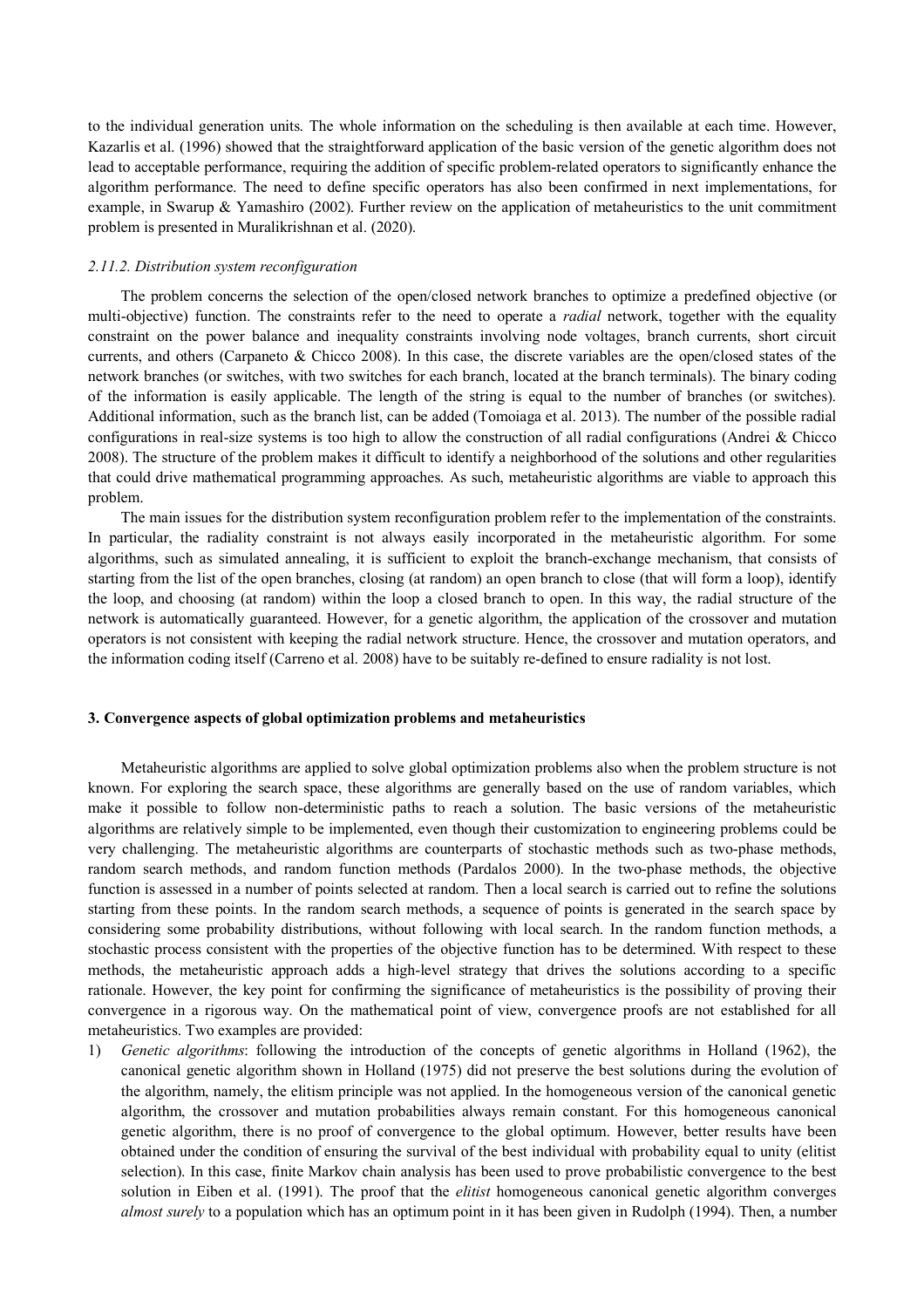to the individual generation units. The whole information on the scheduling is then available at each time. However, Kazarlis et al. (1996) showed that the straightforward application of the basic version of the genetic algorithm does not lead to acceptable performance, requiring the addition of specific problem-related operators to significantly enhance the algorithm performance. The need to define specific operators has also been confirmed in next implementations, for example, in Swarup & Yamashiro (2002). Further review on the application of metaheuristics to the unit commitment problem is presented in Muralikrishnan et al. (2020).

#### *2.11.2. Distribution system reconfiguration*

The problem concerns the selection of the open/closed network branches to optimize a predefined objective (or multi-objective) function. The constraints refer to the need to operate a *radial* network, together with the equality constraint on the power balance and inequality constraints involving node voltages, branch currents, short circuit currents, and others (Carpaneto & Chicco 2008). In this case, the discrete variables are the open/closed states of the network branches (or switches, with two switches for each branch, located at the branch terminals). The binary coding of the information is easily applicable. The length of the string is equal to the number of branches (or switches). Additional information, such as the branch list, can be added (Tomoiaga et al. 2013). The number of the possible radial configurations in real-size systems is too high to allow the construction of all radial configurations (Andrei & Chicco 2008). The structure of the problem makes it difficult to identify a neighborhood of the solutions and other regularities that could drive mathematical programming approaches. As such, metaheuristic algorithms are viable to approach this problem.

The main issues for the distribution system reconfiguration problem refer to the implementation of the constraints. In particular, the radiality constraint is not always easily incorporated in the metaheuristic algorithm. For some algorithms, such as simulated annealing, it is sufficient to exploit the branch-exchange mechanism, that consists of starting from the list of the open branches, closing (at random) an open branch to close (that will form a loop), identify the loop, and choosing (at random) within the loop a closed branch to open. In this way, the radial structure of the network is automatically guaranteed. However, for a genetic algorithm, the application of the crossover and mutation operators is not consistent with keeping the radial network structure. Hence, the crossover and mutation operators, and the information coding itself (Carreno et al. 2008) have to be suitably re-defined to ensure radiality is not lost.

## 3. Convergence aspects of global optimization problems and metaheuristics

Metaheuristic algorithms are applied to solve global optimization problems also when the problem structure is not known. For exploring the search space, these algorithms are generally based on the use of random variables, which make it possible to follow non-deterministic paths to reach a solution. The basic versions of the metaheuristic algorithms are relatively simple to be implemented, even though their customization to engineering problems could be very challenging. The metaheuristic algorithms are counterparts of stochastic methods such as two-phase methods, random search methods, and random function methods (Pardalos 2000). In the two-phase methods, the objective function is assessed in a number of points selected at random. Then a local search is carried out to refine the solutions starting from these points. In the random search methods, a sequence of points is generated in the search space by considering some probability distributions, without following with local search. In the random function methods, a stochastic process consistent with the properties of the objective function has to be determined. With respect to these methods, the metaheuristic approach adds a high-level strategy that drives the solutions according to a specific rationale. However, the key point for confirming the significance of metaheuristics is the possibility of proving their convergence in a rigorous way. On the mathematical point of view, convergence proofs are not established for all metaheuristics. Two examples are provided:

1) *Genetic algorithms*: following the introduction of the concepts of genetic algorithms in Holland (1962), the canonical genetic algorithm shown in Holland (1975) did not preserve the best solutions during the evolution of the algorithm, namely, the elitism principle was not applied. In the homogeneous version of the canonical genetic algorithm, the crossover and mutation probabilities always remain constant. For this homogeneous canonical genetic algorithm, there is no proof of convergence to the global optimum. However, better results have been obtained under the condition of ensuring the survival of the best individual with probability equal to unity (elitist selection). In this case, finite Markov chain analysis has been used to prove probabilistic convergence to the best solution in Eiben et al. (1991). The proof that the *elitist* homogeneous canonical genetic algorithm converges *almost surely* to a population which has an optimum point in it has been given in Rudolph (1994). Then, a number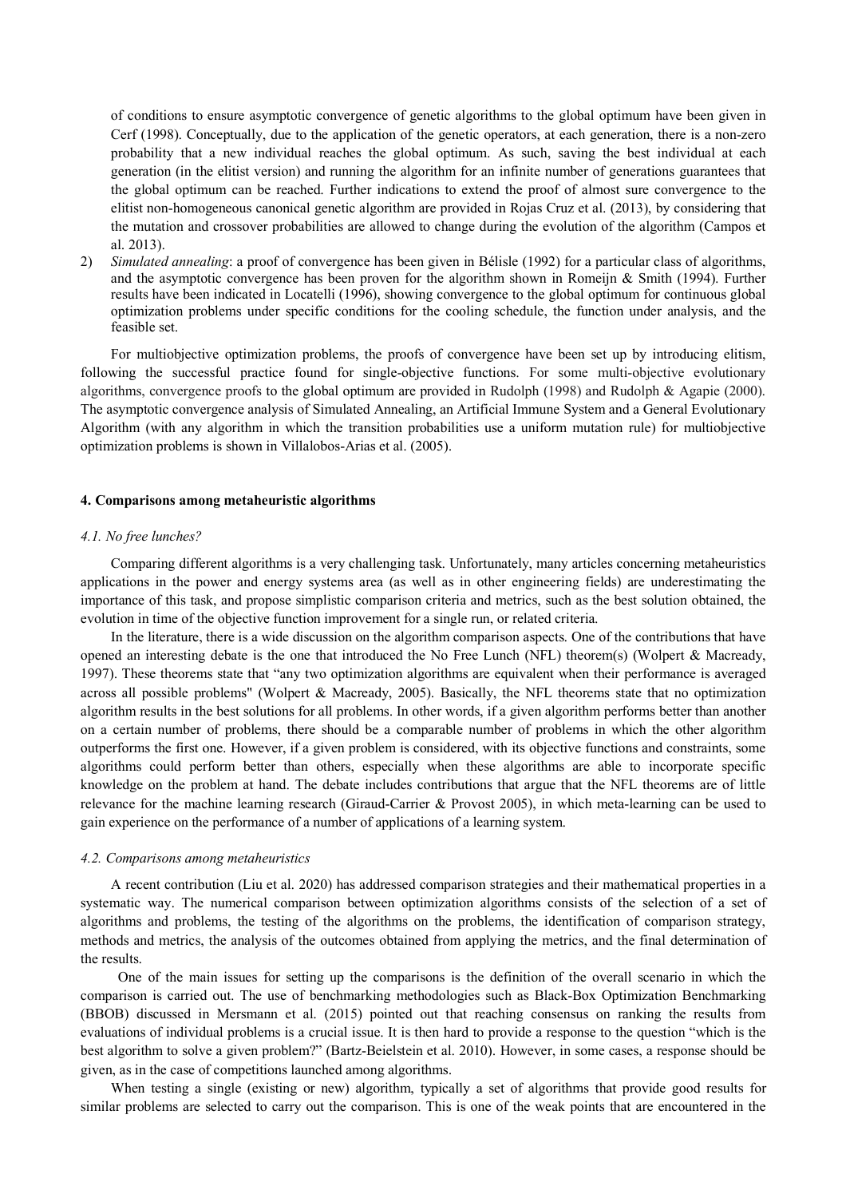of conditions to ensure asymptotic convergence of genetic algorithms to the global optimum have been given in Cerf (1998). Conceptually, due to the application of the genetic operators, at each generation, there is a non-zero probability that a new individual reaches the global optimum. As such, saving the best individual at each generation (in the elitist version) and running the algorithm for an infinite number of generations guarantees that the global optimum can be reached. Further indications to extend the proof of almost sure convergence to the elitist non-homogeneous canonical genetic algorithm are provided in Rojas Cruz et al. (2013), by considering that the mutation and crossover probabilities are allowed to change during the evolution of the algorithm (Campos et al. 2013).

2) *Simulated annealing*: a proof of convergence has been given in Bélisle (1992) for a particular class of algorithms, and the asymptotic convergence has been proven for the algorithm shown in Romeijn & Smith (1994). Further results have been indicated in Locatelli (1996), showing convergence to the global optimum for continuous global optimization problems under specific conditions for the cooling schedule, the function under analysis, and the feasible set.

For multiobjective optimization problems, the proofs of convergence have been set up by introducing elitism, following the successful practice found for single-objective functions. For some multi-objective evolutionary algorithms, convergence proofs to the global optimum are provided in Rudolph (1998) and Rudolph & Agapie (2000). The asymptotic convergence analysis of Simulated Annealing, an Artificial Immune System and a General Evolutionary Algorithm (with any algorithm in which the transition probabilities use a uniform mutation rule) for multiobjective optimization problems is shown in Villalobos-Arias et al. (2005).

## 4. Comparisons among metaheuristic algorithms

### *4.1. No free lunches?*

Comparing different algorithms is a very challenging task. Unfortunately, many articles concerning metaheuristics applications in the power and energy systems area (as well as in other engineering fields) are underestimating the importance of this task, and propose simplistic comparison criteria and metrics, such as the best solution obtained, the evolution in time of the objective function improvement for a single run, or related criteria.

In the literature, there is a wide discussion on the algorithm comparison aspects. One of the contributions that have opened an interesting debate is the one that introduced the No Free Lunch (NFL) theorem(s) (Wolpert & Macready, 1997). These theorems state that "any two optimization algorithms are equivalent when their performance is averaged across all possible problems" (Wolpert & Macready, 2005). Basically, the NFL theorems state that no optimization algorithm results in the best solutions for all problems. In other words, if a given algorithm performs better than another on a certain number of problems, there should be a comparable number of problems in which the other algorithm outperforms the first one. However, if a given problem is considered, with its objective functions and constraints, some algorithms could perform better than others, especially when these algorithms are able to incorporate specific knowledge on the problem at hand. The debate includes contributions that argue that the NFL theorems are of little relevance for the machine learning research (Giraud-Carrier & Provost 2005), in which meta-learning can be used to gain experience on the performance of a number of applications of a learning system.

### *4.2. Comparisons among metaheuristics*

A recent contribution (Liu et al. 2020) has addressed comparison strategies and their mathematical properties in a systematic way. The numerical comparison between optimization algorithms consists of the selection of a set of algorithms and problems, the testing of the algorithms on the problems, the identification of comparison strategy, methods and metrics, the analysis of the outcomes obtained from applying the metrics, and the final determination of the results.

One of the main issues for setting up the comparisons is the definition of the overall scenario in which the comparison is carried out. The use of benchmarking methodologies such as Black-Box Optimization Benchmarking (BBOB) discussed in Mersmann et al. (2015) pointed out that reaching consensus on ranking the results from evaluations of individual problems is a crucial issue. It is then hard to provide a response to the question "which is the best algorithm to solve a given problem?" (Bartz-Beielstein et al. 2010). However, in some cases, a response should be given, as in the case of competitions launched among algorithms.

When testing a single (existing or new) algorithm, typically a set of algorithms that provide good results for similar problems are selected to carry out the comparison. This is one of the weak points that are encountered in the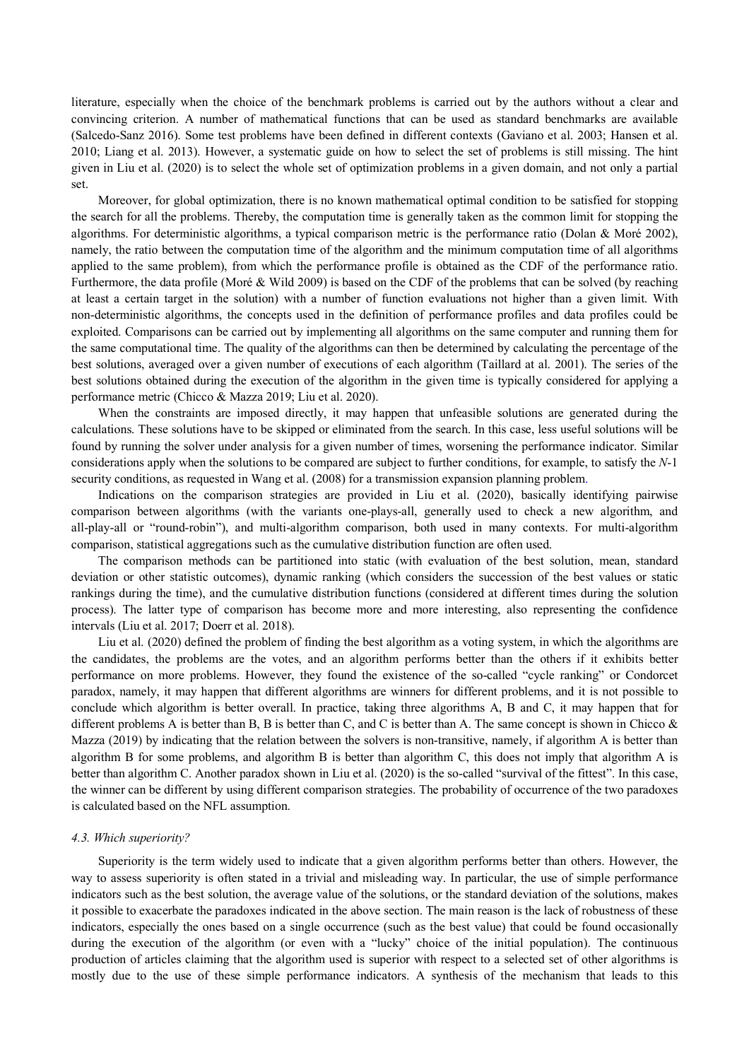literature, especially when the choice of the benchmark problems is carried out by the authors without a clear and convincing criterion. A number of mathematical functions that can be used as standard benchmarks are available (Salcedo-Sanz 2016). Some test problems have been defined in different contexts (Gaviano et al. 2003; Hansen et al. 2010; Liang et al. 2013). However, a systematic guide on how to select the set of problems is still missing. The hint given in Liu et al. (2020) is to select the whole set of optimization problems in a given domain, and not only a partial set.

Moreover, for global optimization, there is no known mathematical optimal condition to be satisfied for stopping the search for all the problems. Thereby, the computation time is generally taken as the common limit for stopping the algorithms. For deterministic algorithms, a typical comparison metric is the performance ratio (Dolan & Moré 2002), namely, the ratio between the computation time of the algorithm and the minimum computation time of all algorithms applied to the same problem), from which the performance profile is obtained as the CDF of the performance ratio. Furthermore, the data profile (Moré & Wild 2009) is based on the CDF of the problems that can be solved (by reaching at least a certain target in the solution) with a number of function evaluations not higher than a given limit. With non-deterministic algorithms, the concepts used in the definition of performance profiles and data profiles could be exploited. Comparisons can be carried out by implementing all algorithms on the same computer and running them for the same computational time. The quality of the algorithms can then be determined by calculating the percentage of the best solutions, averaged over a given number of executions of each algorithm (Taillard at al. 2001). The series of the best solutions obtained during the execution of the algorithm in the given time is typically considered for applying a performance metric (Chicco & Mazza 2019; Liu et al. 2020).

When the constraints are imposed directly, it may happen that unfeasible solutions are generated during the calculations. These solutions have to be skipped or eliminated from the search. In this case, less useful solutions will be found by running the solver under analysis for a given number of times, worsening the performance indicator. Similar considerations apply when the solutions to be compared are subject to further conditions, for example, to satisfy the $N$-1 security conditions, as requested in Wang et al. (2008) for a transmission expansion planning problem.

Indications on the comparison strategies are provided in Liu et al. (2020), basically identifying pairwise comparison between algorithms (with the variants one-plays-all, generally used to check a new algorithm, and all-play-all or "round-robin"), and multi-algorithm comparison, both used in many contexts. For multi-algorithm comparison, statistical aggregations such as the cumulative distribution function are often used.

The comparison methods can be partitioned into static (with evaluation of the best solution, mean, standard deviation or other statistic outcomes), dynamic ranking (which considers the succession of the best values or static rankings during the time), and the cumulative distribution functions (considered at different times during the solution process). The latter type of comparison has become more and more interesting, also representing the confidence intervals (Liu et al. 2017; Doerr et al. 2018).

Liu et al. (2020) defined the problem of finding the best algorithm as a voting system, in which the algorithms are the candidates, the problems are the votes, and an algorithm performs better than the others if it exhibits better performance on more problems. However, they found the existence of the so-called "cycle ranking" or Condorcet paradox, namely, it may happen that different algorithms are winners for different problems, and it is not possible to conclude which algorithm is better overall. In practice, taking three algorithms A, B and C, it may happen that for different problems A is better than B, B is better than C, and C is better than A. The same concept is shown in Chicco & Mazza (2019) by indicating that the relation between the solvers is non-transitive, namely, if algorithm A is better than algorithm B for some problems, and algorithm B is better than algorithm C, this does not imply that algorithm A is better than algorithm C. Another paradox shown in Liu et al. (2020) is the so-called "survival of the fittest". In this case, the winner can be different by using different comparison strategies. The probability of occurrence of the two paradoxes is calculated based on the NFL assumption.

### *4.3. Which superiority?*

Superiority is the term widely used to indicate that a given algorithm performs better than others. However, the way to assess superiority is often stated in a trivial and misleading way. In particular, the use of simple performance indicators such as the best solution, the average value of the solutions, or the standard deviation of the solutions, makes it possible to exacerbate the paradoxes indicated in the above section. The main reason is the lack of robustness of these indicators, especially the ones based on a single occurrence (such as the best value) that could be found occasionally during the execution of the algorithm (or even with a "lucky" choice of the initial population). The continuous production of articles claiming that the algorithm used is superior with respect to a selected set of other algorithms is mostly due to the use of these simple performance indicators. A synthesis of the mechanism that leads to this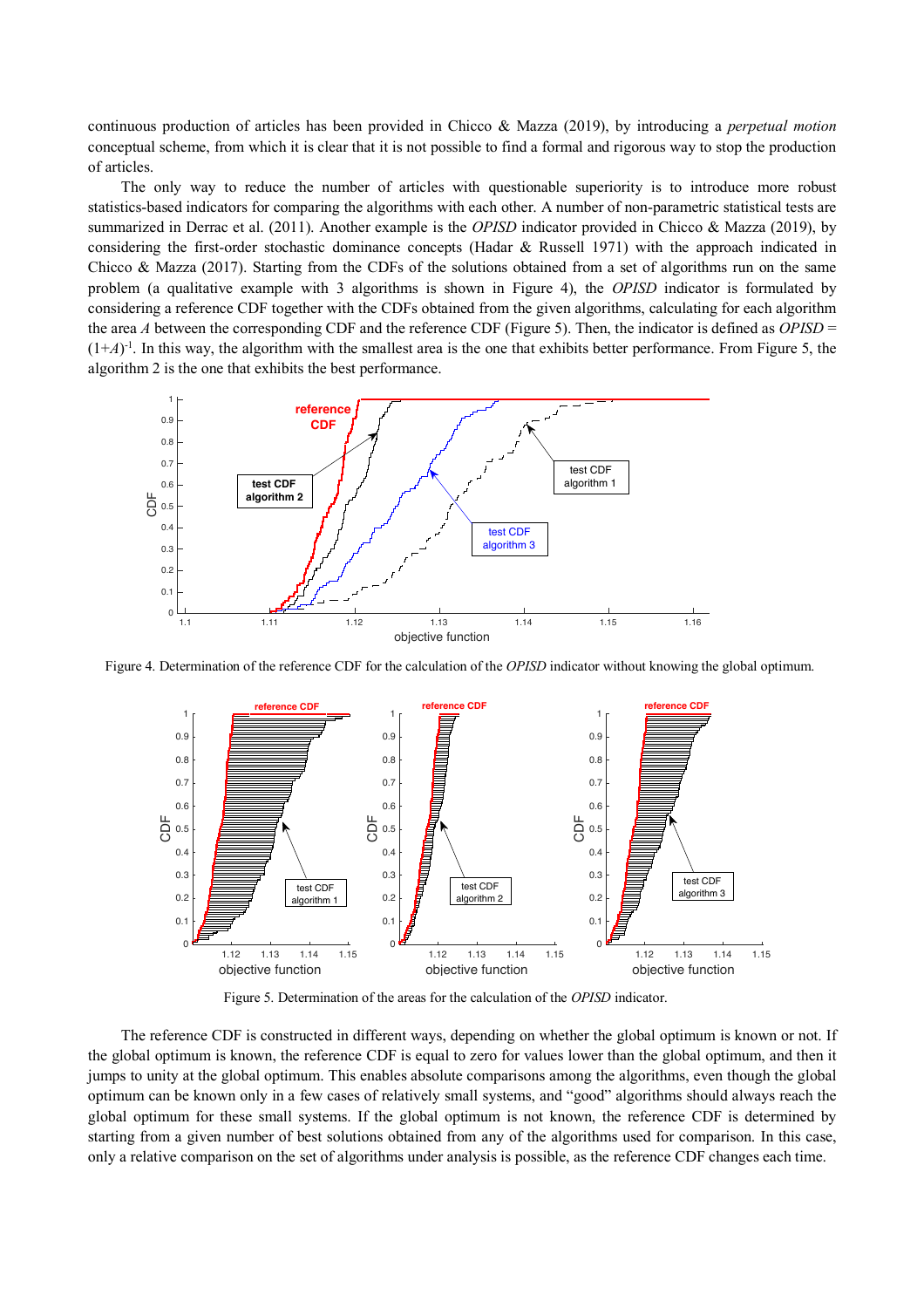continuous production of articles has been provided in Chicco & Mazza (2019), by introducing a *perpetual motion* conceptual scheme, from which it is clear that it is not possible to find a formal and rigorous way to stop the production of articles.

The only way to reduce the number of articles with questionable superiority is to introduce more robust statistics-based indicators for comparing the algorithms with each other. A number of non-parametric statistical tests are summarized in Derrac et al. (2011). Another example is the *OPISD* indicator provided in Chicco & Mazza (2019), by considering the first-order stochastic dominance concepts (Hadar & Russell 1971) with the approach indicated in Chicco & Mazza (2017). Starting from the CDFs of the solutions obtained from a set of algorithms run on the same problem (a qualitative example with 3 algorithms is shown in Figure 4), the *OPISD* indicator is formulated by considering a reference CDF together with the CDFs obtained from the given algorithms, calculating for each algorithm the area $A$ between the corresponding CDF and the reference CDF (Figure 5). Then, the indicator is defined as $OPISD = (1+A)^{-1}$. In this way, the algorithm with the smallest area is the one that exhibits better performance. From Figure 5, the algorithm 2 is the one that exhibits the best performance.

Figure 4. Determination of the reference CDF for the calculation of the *OPISD* indicator without knowing the global optimum.

Figure 5. Determination of the areas for the calculation of the *OPISD* indicator.

The reference CDF is constructed in different ways, depending on whether the global optimum is known or not. If the global optimum is known, the reference CDF is equal to zero for values lower than the global optimum, and then it jumps to unity at the global optimum. This enables absolute comparisons among the algorithms, even though the global optimum can be known only in a few cases of relatively small systems, and "good" algorithms should always reach the global optimum for these small systems. If the global optimum is not known, the reference CDF is determined by starting from a given number of best solutions obtained from any of the algorithms used for comparison. In this case, only a relative comparison on the set of algorithms under analysis is possible, as the reference CDF changes each time.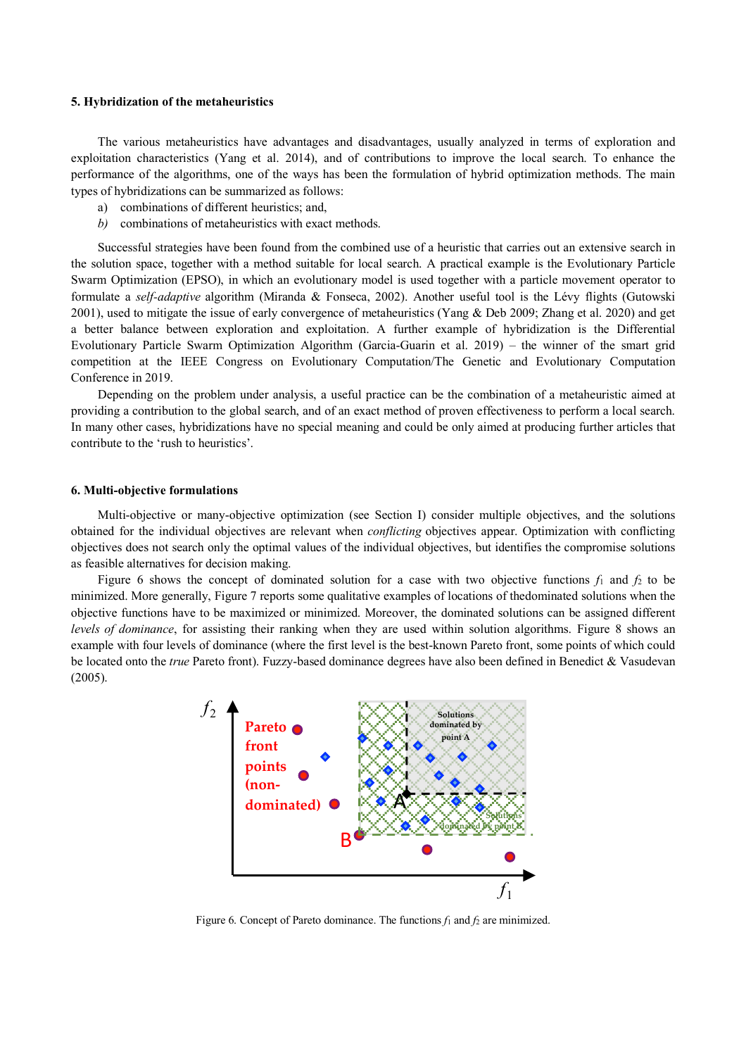### 5. Hybridization of the metaheuristics

The various metaheuristics have advantages and disadvantages, usually analyzed in terms of exploration and exploitation characteristics (Yang et al. 2014), and of contributions to improve the local search. To enhance the performance of the algorithms, one of the ways has been the formulation of hybrid optimization methods. The main types of hybridizations can be summarized as follows:

a) combinations of different heuristics; and,
*b)* combinations of metaheuristics with exact methods.

Successful strategies have been found from the combined use of a heuristic that carries out an extensive search in the solution space, together with a method suitable for local search. A practical example is the Evolutionary Particle Swarm Optimization (EPSO), in which an evolutionary model is used together with a particle movement operator to formulate a *self-adaptive* algorithm (Miranda & Fonseca, 2002). Another useful tool is the Lévy flights (Gutowski 2001), used to mitigate the issue of early convergence of metaheuristics (Yang & Deb 2009; Zhang et al. 2020) and get a better balance between exploration and exploitation. A further example of hybridization is the Differential Evolutionary Particle Swarm Optimization Algorithm (Garcia-Guarin et al. 2019) – the winner of the smart grid competition at the IEEE Congress on Evolutionary Computation/The Genetic and Evolutionary Computation Conference in 2019.

Depending on the problem under analysis, a useful practice can be the combination of a metaheuristic aimed at providing a contribution to the global search, and of an exact method of proven effectiveness to perform a local search. In many other cases, hybridizations have no special meaning and could be only aimed at producing further articles that contribute to the 'rush to heuristics'.

### 6. Multi-objective formulations

Multi-objective or many-objective optimization (see Section I) consider multiple objectives, and the solutions obtained for the individual objectives are relevant when *conflicting* objectives appear. Optimization with conflicting objectives does not search only the optimal values of the individual objectives, but identifies the compromise solutions as feasible alternatives for decision making.

Figure 6 shows the concept of dominated solution for a case with two objective functions $f_1$ and $f_2$ to be minimized. More generally, Figure 7 reports some qualitative examples of locations of thedominated solutions when the objective functions have to be maximized or minimized. Moreover, the dominated solutions can be assigned different *levels of dominance*, for assisting their ranking when they are used within solution algorithms. Figure 8 shows an example with four levels of dominance (where the first level is the best-known Pareto front, some points of which could be located onto the *true* Pareto front). Fuzzy-based dominance degrees have also been defined in Benedict & Vasudevan (2005).

Figure 6. Concept of Pareto dominance. The functions $f_1$ and $f_2$ are minimized.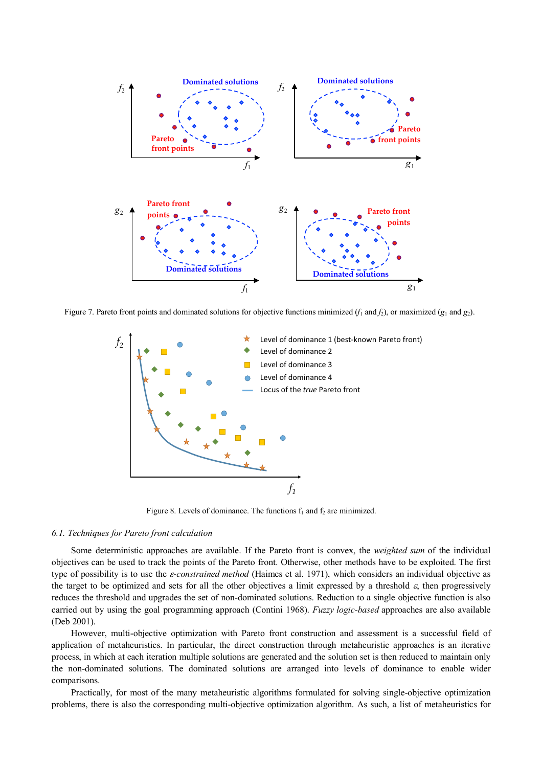Figure 7. Pareto front points and dominated solutions for objective functions minimized ($f_1$ and $f_2$), or maximized ($g_1$ and $g_2$).

Figure 8. Levels of dominance. The functions $f_1$ and $f_2$ are minimized.

### *6.1. Techniques for Pareto front calculation*

Some deterministic approaches are available. If the Pareto front is convex, the *weighted sum* of the individual objectives can be used to track the points of the Pareto front. Otherwise, other methods have to be exploited. The first type of possibility is to use the *ε-constrained method* (Haimes et al. 1971), which considers an individual objective as the target to be optimized and sets for all the other objectives a limit expressed by a threshold *ε*, then progressively reduces the threshold and upgrades the set of non-dominated solutions. Reduction to a single objective function is also carried out by using the goal programming approach (Contini 1968). *Fuzzy logic-based* approaches are also available (Deb 2001).

However, multi-objective optimization with Pareto front construction and assessment is a successful field of application of metaheuristics. In particular, the direct construction through metaheuristic approaches is an iterative process, in which at each iteration multiple solutions are generated and the solution set is then reduced to maintain only the non-dominated solutions. The dominated solutions are arranged into levels of dominance to enable wider comparisons.

Practically, for most of the many metaheuristic algorithms formulated for solving single-objective optimization problems, there is also the corresponding multi-objective optimization algorithm. As such, a list of metaheuristics for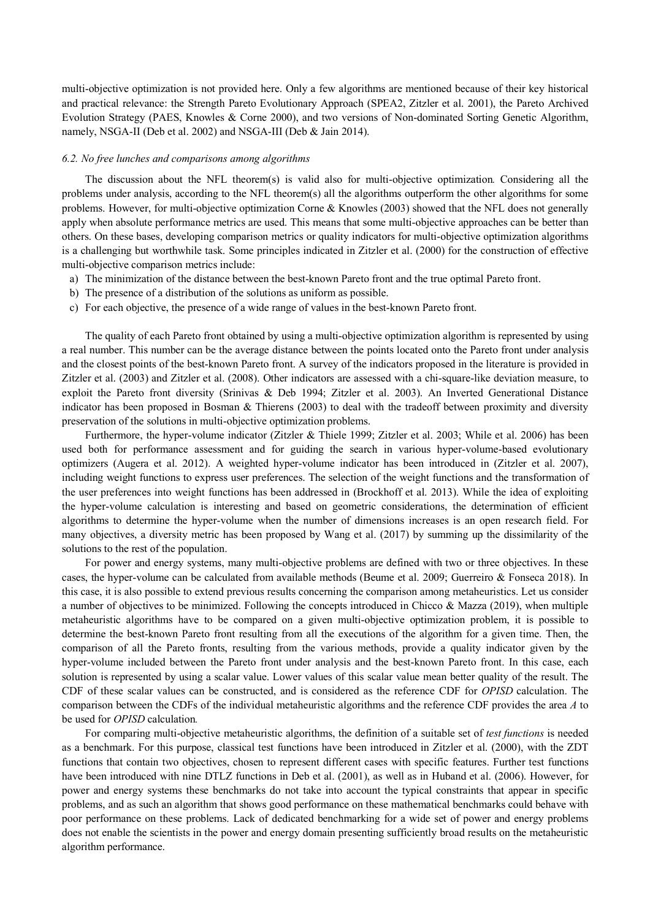multi-objective optimization is not provided here. Only a few algorithms are mentioned because of their key historical and practical relevance: the Strength Pareto Evolutionary Approach (SPEA2, Zitzler et al. 2001), the Pareto Archived Evolution Strategy (PAES, Knowles & Corne 2000), and two versions of Non-dominated Sorting Genetic Algorithm, namely, NSGA-II (Deb et al. 2002) and NSGA-III (Deb & Jain 2014).

### *6.2. No free lunches and comparisons among algorithms*

The discussion about the NFL theorem(s) is valid also for multi-objective optimization. Considering all the problems under analysis, according to the NFL theorem(s) all the algorithms outperform the other algorithms for some problems. However, for multi-objective optimization Corne & Knowles (2003) showed that the NFL does not generally apply when absolute performance metrics are used. This means that some multi-objective approaches can be better than others. On these bases, developing comparison metrics or quality indicators for multi-objective optimization algorithms is a challenging but worthwhile task. Some principles indicated in Zitzler et al. (2000) for the construction of effective multi-objective comparison metrics include:

a) The minimization of the distance between the best-known Pareto front and the true optimal Pareto front.
b) The presence of a distribution of the solutions as uniform as possible.
c) For each objective, the presence of a wide range of values in the best-known Pareto front.

The quality of each Pareto front obtained by using a multi-objective optimization algorithm is represented by using a real number. This number can be the average distance between the points located onto the Pareto front under analysis and the closest points of the best-known Pareto front. A survey of the indicators proposed in the literature is provided in Zitzler et al. (2003) and Zitzler et al. (2008). Other indicators are assessed with a chi-square-like deviation measure, to exploit the Pareto front diversity (Srinivas & Deb 1994; Zitzler et al. 2003). An Inverted Generational Distance indicator has been proposed in Bosman & Thierens (2003) to deal with the tradeoff between proximity and diversity preservation of the solutions in multi-objective optimization problems.

Furthermore, the hyper-volume indicator (Zitzler & Thiele 1999; Zitzler et al. 2003; While et al. 2006) has been used both for performance assessment and for guiding the search in various hyper-volume-based evolutionary optimizers (Augera et al. 2012). A weighted hyper-volume indicator has been introduced in (Zitzler et al. 2007), including weight functions to express user preferences. The selection of the weight functions and the transformation of the user preferences into weight functions has been addressed in (Brockhoff et al. 2013). While the idea of exploiting the hyper-volume calculation is interesting and based on geometric considerations, the determination of efficient algorithms to determine the hyper-volume when the number of dimensions increases is an open research field. For many objectives, a diversity metric has been proposed by Wang et al. (2017) by summing up the dissimilarity of the solutions to the rest of the population.

For power and energy systems, many multi-objective problems are defined with two or three objectives. In these cases, the hyper-volume can be calculated from available methods (Beume et al. 2009; Guerreiro & Fonseca 2018). In this case, it is also possible to extend previous results concerning the comparison among metaheuristics. Let us consider a number of objectives to be minimized. Following the concepts introduced in Chicco & Mazza (2019), when multiple metaheuristic algorithms have to be compared on a given multi-objective optimization problem, it is possible to determine the best-known Pareto front resulting from all the executions of the algorithm for a given time. Then, the comparison of all the Pareto fronts, resulting from the various methods, provide a quality indicator given by the hyper-volume included between the Pareto front under analysis and the best-known Pareto front. In this case, each solution is represented by using a scalar value. Lower values of this scalar value mean better quality of the result. The CDF of these scalar values can be constructed, and is considered as the reference CDF for *OPISD* calculation. The comparison between the CDFs of the individual metaheuristic algorithms and the reference CDF provides the area $A$ to be used for *OPISD* calculation.

For comparing multi-objective metaheuristic algorithms, the definition of a suitable set of *test functions* is needed as a benchmark. For this purpose, classical test functions have been introduced in Zitzler et al. (2000), with the ZDT functions that contain two objectives, chosen to represent different cases with specific features. Further test functions have been introduced with nine DTLZ functions in Deb et al. (2001), as well as in Huband et al. (2006). However, for power and energy systems these benchmarks do not take into account the typical constraints that appear in specific problems, and as such an algorithm that shows good performance on these mathematical benchmarks could behave with poor performance on these problems. Lack of dedicated benchmarking for a wide set of power and energy problems does not enable the scientists in the power and energy domain presenting sufficiently broad results on the metaheuristic algorithm performance.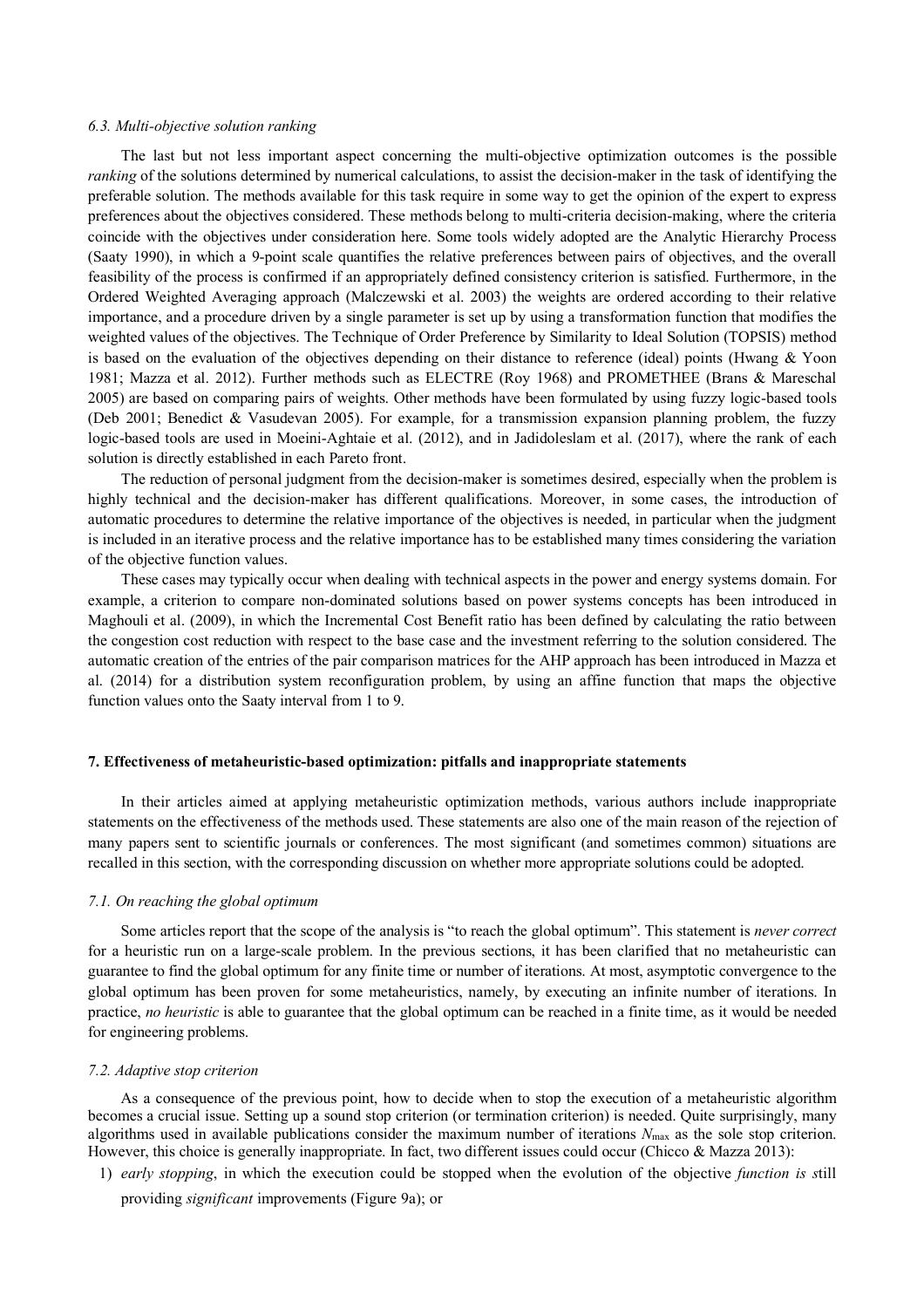### 6.3. Multi-objective solution ranking

The last but not less important aspect concerning the multi-objective optimization outcomes is the possible *ranking* of the solutions determined by numerical calculations, to assist the decision-maker in the task of identifying the preferable solution. The methods available for this task require in some way to get the opinion of the expert to express preferences about the objectives considered. These methods belong to multi-criteria decision-making, where the criteria coincide with the objectives under consideration here. Some tools widely adopted are the Analytic Hierarchy Process (Saaty 1990), in which a 9-point scale quantifies the relative preferences between pairs of objectives, and the overall feasibility of the process is confirmed if an appropriately defined consistency criterion is satisfied. Furthermore, in the Ordered Weighted Averaging approach (Malczewski et al. 2003) the weights are ordered according to their relative importance, and a procedure driven by a single parameter is set up by using a transformation function that modifies the weighted values of the objectives. The Technique of Order Preference by Similarity to Ideal Solution (TOPSIS) method is based on the evaluation of the objectives depending on their distance to reference (ideal) points (Hwang & Yoon 1981; Mazza et al. 2012). Further methods such as ELECTRE (Roy 1968) and PROMETHEE (Brans & Mareschal 2005) are based on comparing pairs of weights. Other methods have been formulated by using fuzzy logic-based tools (Deb 2001; Benedict & Vasudevan 2005). For example, for a transmission expansion planning problem, the fuzzy logic-based tools are used in Moeini-Aghtaie et al. (2012), and in Jadidoleslam et al. (2017), where the rank of each solution is directly established in each Pareto front.

The reduction of personal judgment from the decision-maker is sometimes desired, especially when the problem is highly technical and the decision-maker has different qualifications. Moreover, in some cases, the introduction of automatic procedures to determine the relative importance of the objectives is needed, in particular when the judgment is included in an iterative process and the relative importance has to be established many times considering the variation of the objective function values.

These cases may typically occur when dealing with technical aspects in the power and energy systems domain. For example, a criterion to compare non-dominated solutions based on power systems concepts has been introduced in Maghouli et al. (2009), in which the Incremental Cost Benefit ratio has been defined by calculating the ratio between the congestion cost reduction with respect to the base case and the investment referring to the solution considered. The automatic creation of the entries of the pair comparison matrices for the AHP approach has been introduced in Mazza et al. (2014) for a distribution system reconfiguration problem, by using an affine function that maps the objective function values onto the Saaty interval from 1 to 9.

## 7. Effectiveness of metaheuristic-based optimization: pitfalls and inappropriate statements

In their articles aimed at applying metaheuristic optimization methods, various authors include inappropriate statements on the effectiveness of the methods used. These statements are also one of the main reason of the rejection of many papers sent to scientific journals or conferences. The most significant (and sometimes common) situations are recalled in this section, with the corresponding discussion on whether more appropriate solutions could be adopted.

### 7.1. On reaching the global optimum

Some articles report that the scope of the analysis is "to reach the global optimum". This statement is *never correct* for a heuristic run on a large-scale problem. In the previous sections, it has been clarified that no metaheuristic can guarantee to find the global optimum for any finite time or number of iterations. At most, asymptotic convergence to the global optimum has been proven for some metaheuristics, namely, by executing an infinite number of iterations. In practice, *no heuristic* is able to guarantee that the global optimum can be reached in a finite time, as it would be needed for engineering problems.

### 7.2. Adaptive stop criterion

As a consequence of the previous point, how to decide when to stop the execution of a metaheuristic algorithm becomes a crucial issue. Setting up a sound stop criterion (or termination criterion) is needed. Quite surprisingly, many algorithms used in available publications consider the maximum number of iterations $N_{max}$ as the sole stop criterion. However, this choice is generally inappropriate. In fact, two different issues could occur (Chicco & Mazza 2013):

1) *early stopping*, in which the execution could be stopped when the evolution of the objective *function is s*till providing *significant* improvements (Figure 9a); or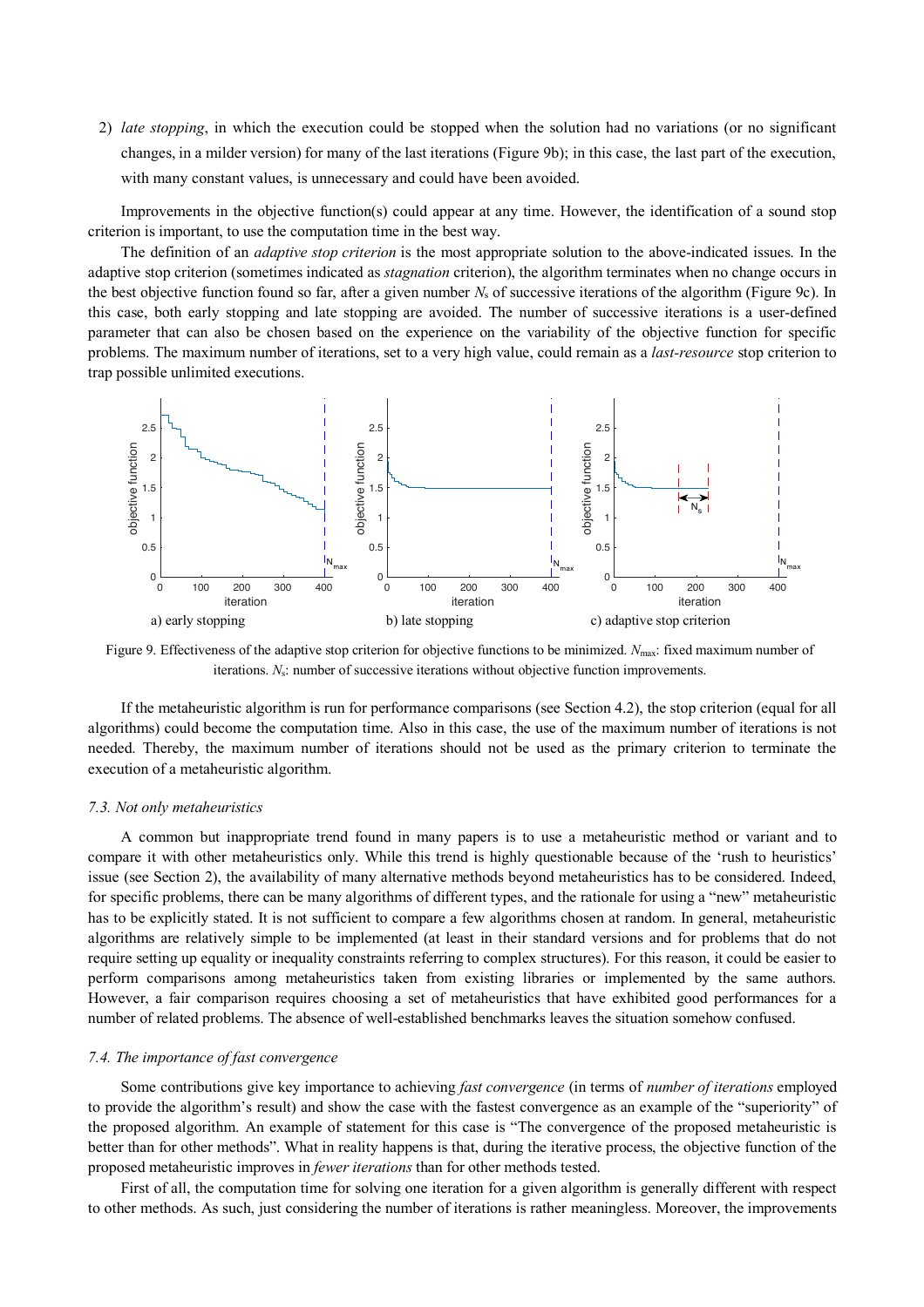2) *late stopping*, in which the execution could be stopped when the solution had no variations (or no significant changes, in a milder version) for many of the last iterations (Figure 9b); in this case, the last part of the execution, with many constant values, is unnecessary and could have been avoided.

Improvements in the objective function(s) could appear at any time. However, the identification of a sound stop criterion is important, to use the computation time in the best way.

The definition of an *adaptive stop criterion* is the most appropriate solution to the above-indicated issues. In the adaptive stop criterion (sometimes indicated as *stagnation* criterion), the algorithm terminates when no change occurs in the best objective function found so far, after a given number $N_s$ of successive iterations of the algorithm (Figure 9c). In this case, both early stopping and late stopping are avoided. The number of successive iterations is a user-defined parameter that can also be chosen based on the experience on the variability of the objective function for specific problems. The maximum number of iterations, set to a very high value, could remain as a *last-resource* stop criterion to trap possible unlimited executions.

a) early stopping    b) late stopping    c) adaptive stop criterion

Figure 9. Effectiveness of the adaptive stop criterion for objective functions to be minimized. $N_{max}$: fixed maximum number of iterations. $N_s$: number of successive iterations without objective function improvements.

If the metaheuristic algorithm is run for performance comparisons (see Section 4.2), the stop criterion (equal for all algorithms) could become the computation time. Also in this case, the use of the maximum number of iterations is not needed. Thereby, the maximum number of iterations should not be used as the primary criterion to terminate the execution of a metaheuristic algorithm.

### *7.3. Not only metaheuristics*

A common but inappropriate trend found in many papers is to use a metaheuristic method or variant and to compare it with other metaheuristics only. While this trend is highly questionable because of the 'rush to heuristics' issue (see Section 2), the availability of many alternative methods beyond metaheuristics has to be considered. Indeed, for specific problems, there can be many algorithms of different types, and the rationale for using a "new" metaheuristic has to be explicitly stated. It is not sufficient to compare a few algorithms chosen at random. In general, metaheuristic algorithms are relatively simple to be implemented (at least in their standard versions and for problems that do not require setting up equality or inequality constraints referring to complex structures). For this reason, it could be easier to perform comparisons among metaheuristics taken from existing libraries or implemented by the same authors. However, a fair comparison requires choosing a set of metaheuristics that have exhibited good performances for a number of related problems. The absence of well-established benchmarks leaves the situation somehow confused.

### *7.4. The importance of fast convergence*

Some contributions give key importance to achieving *fast convergence* (in terms of *number of iterations* employed to provide the algorithm's result) and show the case with the fastest convergence as an example of the "superiority" of the proposed algorithm. An example of statement for this case is "The convergence of the proposed metaheuristic is better than for other methods". What in reality happens is that, during the iterative process, the objective function of the proposed metaheuristic improves in *fewer iterations* than for other methods tested.

First of all, the computation time for solving one iteration for a given algorithm is generally different with respect to other methods. As such, just considering the number of iterations is rather meaningless. Moreover, the improvements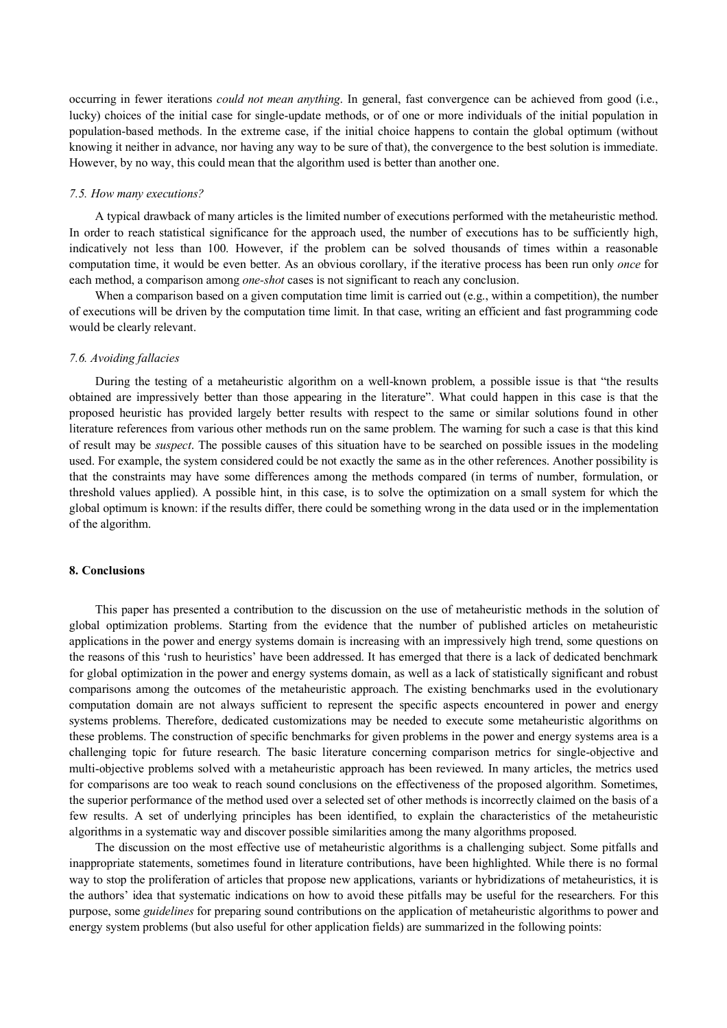occurring in fewer iterations *could not mean anything*. In general, fast convergence can be achieved from good (i.e., lucky) choices of the initial case for single-update methods, or of one or more individuals of the initial population in population-based methods. In the extreme case, if the initial choice happens to contain the global optimum (without knowing it neither in advance, nor having any way to be sure of that), the convergence to the best solution is immediate. However, by no way, this could mean that the algorithm used is better than another one.

### *7.5. How many executions?*

A typical drawback of many articles is the limited number of executions performed with the metaheuristic method. In order to reach statistical significance for the approach used, the number of executions has to be sufficiently high, indicatively not less than 100. However, if the problem can be solved thousands of times within a reasonable computation time, it would be even better. As an obvious corollary, if the iterative process has been run only *once* for each method, a comparison among *one-shot* cases is not significant to reach any conclusion.

When a comparison based on a given computation time limit is carried out (e.g., within a competition), the number of executions will be driven by the computation time limit. In that case, writing an efficient and fast programming code would be clearly relevant.

### *7.6. Avoiding fallacies*

During the testing of a metaheuristic algorithm on a well-known problem, a possible issue is that "the results obtained are impressively better than those appearing in the literature". What could happen in this case is that the proposed heuristic has provided largely better results with respect to the same or similar solutions found in other literature references from various other methods run on the same problem. The warning for such a case is that this kind of result may be *suspect*. The possible causes of this situation have to be searched on possible issues in the modeling used. For example, the system considered could be not exactly the same as in the other references. Another possibility is that the constraints may have some differences among the methods compared (in terms of number, formulation, or threshold values applied). A possible hint, in this case, is to solve the optimization on a small system for which the global optimum is known: if the results differ, there could be something wrong in the data used or in the implementation of the algorithm.

## 8. Conclusions

This paper has presented a contribution to the discussion on the use of metaheuristic methods in the solution of global optimization problems. Starting from the evidence that the number of published articles on metaheuristic applications in the power and energy systems domain is increasing with an impressively high trend, some questions on the reasons of this 'rush to heuristics' have been addressed. It has emerged that there is a lack of dedicated benchmark for global optimization in the power and energy systems domain, as well as a lack of statistically significant and robust comparisons among the outcomes of the metaheuristic approach. The existing benchmarks used in the evolutionary computation domain are not always sufficient to represent the specific aspects encountered in power and energy systems problems. Therefore, dedicated customizations may be needed to execute some metaheuristic algorithms on these problems. The construction of specific benchmarks for given problems in the power and energy systems area is a challenging topic for future research. The basic literature concerning comparison metrics for single-objective and multi-objective problems solved with a metaheuristic approach has been reviewed. In many articles, the metrics used for comparisons are too weak to reach sound conclusions on the effectiveness of the proposed algorithm. Sometimes, the superior performance of the method used over a selected set of other methods is incorrectly claimed on the basis of a few results. A set of underlying principles has been identified, to explain the characteristics of the metaheuristic algorithms in a systematic way and discover possible similarities among the many algorithms proposed.

The discussion on the most effective use of metaheuristic algorithms is a challenging subject. Some pitfalls and inappropriate statements, sometimes found in literature contributions, have been highlighted. While there is no formal way to stop the proliferation of articles that propose new applications, variants or hybridizations of metaheuristics, it is the authors' idea that systematic indications on how to avoid these pitfalls may be useful for the researchers. For this purpose, some *guidelines* for preparing sound contributions on the application of metaheuristic algorithms to power and energy system problems (but also useful for other application fields) are summarized in the following points: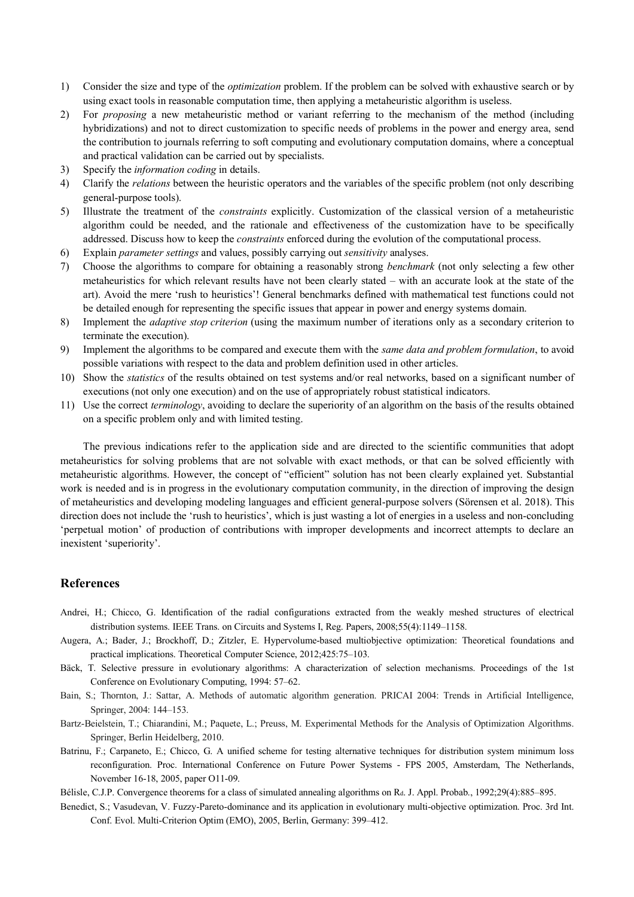1) Consider the size and type of the *optimization* problem. If the problem can be solved with exhaustive search or by using exact tools in reasonable computation time, then applying a metaheuristic algorithm is useless.
2) For *proposing* a new metaheuristic method or variant referring to the mechanism of the method (including hybridizations) and not to direct customization to specific needs of problems in the power and energy area, send the contribution to journals referring to soft computing and evolutionary computation domains, where a conceptual and practical validation can be carried out by specialists.
3) Specify the *information coding* in details.
4) Clarify the *relations* between the heuristic operators and the variables of the specific problem (not only describing general-purpose tools).
5) Illustrate the treatment of the *constraints* explicitly. Customization of the classical version of a metaheuristic algorithm could be needed, and the rationale and effectiveness of the customization have to be specifically addressed. Discuss how to keep the *constraints* enforced during the evolution of the computational process.
6) Explain *parameter settings* and values, possibly carrying out *sensitivity* analyses.
7) Choose the algorithms to compare for obtaining a reasonably strong *benchmark* (not only selecting a few other metaheuristics for which relevant results have not been clearly stated – with an accurate look at the state of the art). Avoid the mere 'rush to heuristics'! General benchmarks defined with mathematical test functions could not be detailed enough for representing the specific issues that appear in power and energy systems domain.
8) Implement the *adaptive stop criterion* (using the maximum number of iterations only as a secondary criterion to terminate the execution).
9) Implement the algorithms to be compared and execute them with the *same data and problem formulation*, to avoid possible variations with respect to the data and problem definition used in other articles.
10) Show the *statistics* of the results obtained on test systems and/or real networks, based on a significant number of executions (not only one execution) and on the use of appropriately robust statistical indicators.
11) Use the correct *terminology*, avoiding to declare the superiority of an algorithm on the basis of the results obtained on a specific problem only and with limited testing.

The previous indications refer to the application side and are directed to the scientific communities that adopt metaheuristics for solving problems that are not solvable with exact methods, or that can be solved efficiently with metaheuristic algorithms. However, the concept of "efficient" solution has not been clearly explained yet. Substantial work is needed and is in progress in the evolutionary computation community, in the direction of improving the design of metaheuristics and developing modeling languages and efficient general-purpose solvers (Sörensen et al. 2018). This direction does not include the 'rush to heuristics', which is just wasting a lot of energies in a useless and non-concluding 'perpetual motion' of production of contributions with improper developments and incorrect attempts to declare an inexistent 'superiority'.

## References

Andrei, H.; Chicco, G. Identification of the radial configurations extracted from the weakly meshed structures of electrical distribution systems. IEEE Trans. on Circuits and Systems I, Reg. Papers, 2008;55(4):1149–1158.

Augera, A.; Bader, J.; Brockhoff, D.; Zitzler, E. Hypervolume-based multiobjective optimization: Theoretical foundations and practical implications. Theoretical Computer Science, 2012;425:75–103.

Bäck, T. Selective pressure in evolutionary algorithms: A characterization of selection mechanisms. Proceedings of the 1st Conference on Evolutionary Computing, 1994: 57–62.

Bain, S.; Thornton, J.: Sattar, A. Methods of automatic algorithm generation. PRICAI 2004: Trends in Artificial Intelligence, Springer, 2004: 144–153.

Bartz-Beielstein, T.; Chiarandini, M.; Paquete, L.; Preuss, M. Experimental Methods for the Analysis of Optimization Algorithms. Springer, Berlin Heidelberg, 2010.

Batrinu, F.; Carpaneto, E.; Chicco, G. A unified scheme for testing alternative techniques for distribution system minimum loss reconfiguration. Proc. International Conference on Future Power Systems - FPS 2005, Amsterdam, The Netherlands, November 16-18, 2005, paper O11-09.

Bélisle, C.J.P. Convergence theorems for a class of simulated annealing algorithms on $R_d$. J. Appl. Probab., 1992;29(4):885–895.

Benedict, S.; Vasudevan, V. Fuzzy-Pareto-dominance and its application in evolutionary multi-objective optimization. Proc. 3rd Int. Conf. Evol. Multi-Criterion Optim (EMO), 2005, Berlin, Germany: 399–412.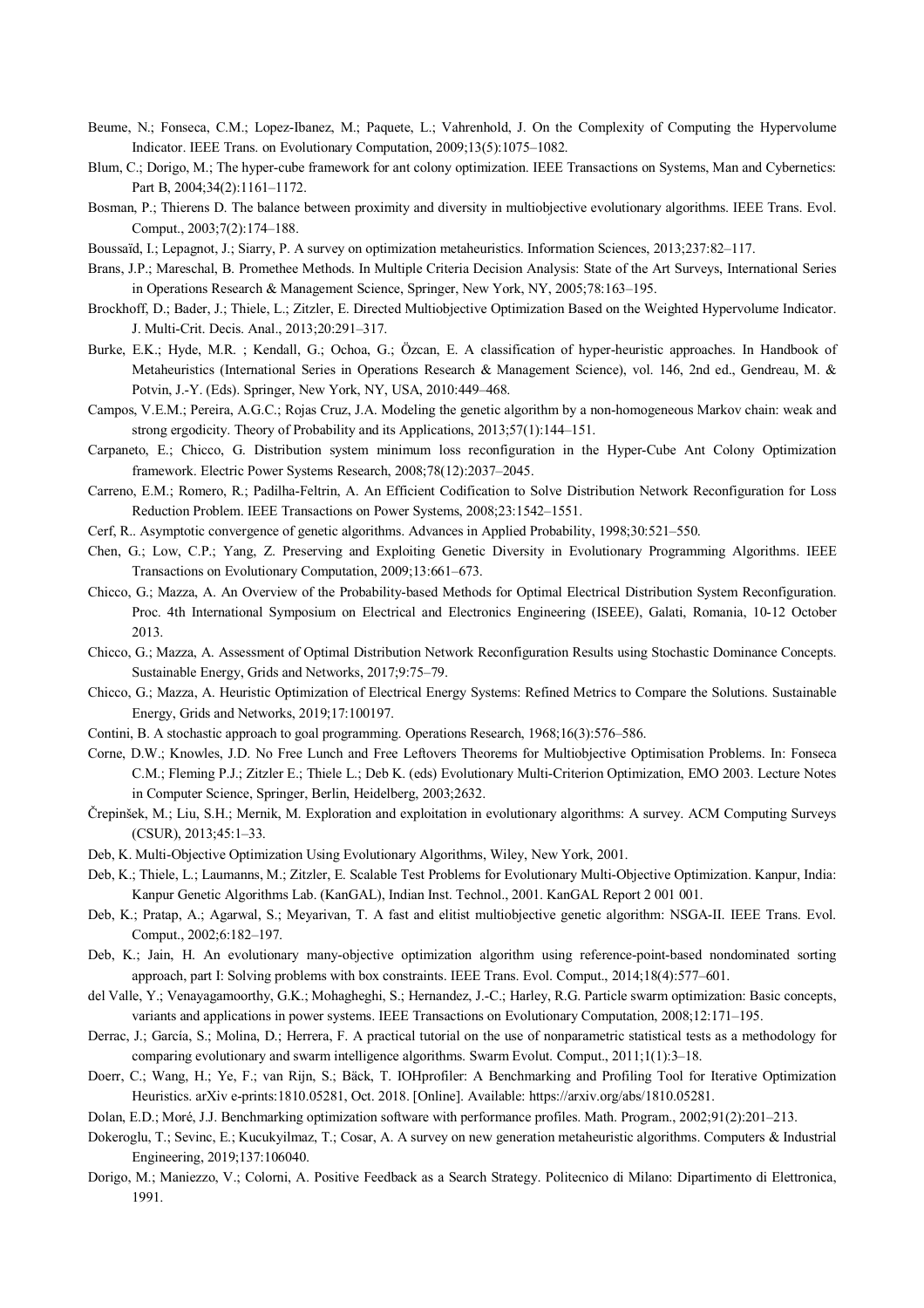Beume, N.; Fonseca, C.M.; Lopez-Ibanez, M.; Paquete, L.; Vahrenhold, J. On the Complexity of Computing the Hypervolume Indicator. IEEE Trans. on Evolutionary Computation, 2009;13(5):1075–1082.

Blum, C.; Dorigo, M.; The hyper-cube framework for ant colony optimization. IEEE Transactions on Systems, Man and Cybernetics: Part B, 2004;34(2):1161–1172.

Bosman, P.; Thierens D. The balance between proximity and diversity in multiobjective evolutionary algorithms. IEEE Trans. Evol. Comput., 2003;7(2):174–188.

Boussaïd, I.; Lepagnot, J.; Siarry, P. A survey on optimization metaheuristics. Information Sciences, 2013;237:82–117.

Brans, J.P.; Mareschal, B. Promethee Methods. In Multiple Criteria Decision Analysis: State of the Art Surveys, International Series in Operations Research & Management Science, Springer, New York, NY, 2005;78:163–195.

Brockhoff, D.; Bader, J.; Thiele, L.; Zitzler, E. Directed Multiobjective Optimization Based on the Weighted Hypervolume Indicator. J. Multi-Crit. Decis. Anal., 2013;20:291–317.

Burke, E.K.; Hyde, M.R. ; Kendall, G.; Ochoa, G.; Özcan, E. A classification of hyper-heuristic approaches. In Handbook of Metaheuristics (International Series in Operations Research & Management Science), vol. 146, 2nd ed., Gendreau, M. & Potvin, J.-Y. (Eds). Springer, New York, NY, USA, 2010:449–468.

Campos, V.E.M.; Pereira, A.G.C.; Rojas Cruz, J.A. Modeling the genetic algorithm by a non-homogeneous Markov chain: weak and strong ergodicity. Theory of Probability and its Applications, 2013;57(1):144–151.

Carpaneto, E.; Chicco, G. Distribution system minimum loss reconfiguration in the Hyper-Cube Ant Colony Optimization framework. Electric Power Systems Research, 2008;78(12):2037–2045.

Carreno, E.M.; Romero, R.; Padilha-Feltrin, A. An Efficient Codification to Solve Distribution Network Reconfiguration for Loss Reduction Problem. IEEE Transactions on Power Systems, 2008;23:1542–1551.

Cerf, R.. Asymptotic convergence of genetic algorithms. Advances in Applied Probability, 1998;30:521–550.

Chen, G.; Low, C.P.; Yang, Z. Preserving and Exploiting Genetic Diversity in Evolutionary Programming Algorithms. IEEE Transactions on Evolutionary Computation, 2009;13:661–673.

Chicco, G.; Mazza, A. An Overview of the Probability-based Methods for Optimal Electrical Distribution System Reconfiguration. Proc. 4th International Symposium on Electrical and Electronics Engineering (ISEEE), Galati, Romania, 10-12 October 2013.

Chicco, G.; Mazza, A. Assessment of Optimal Distribution Network Reconfiguration Results using Stochastic Dominance Concepts. Sustainable Energy, Grids and Networks, 2017;9:75–79.

Chicco, G.; Mazza, A. Heuristic Optimization of Electrical Energy Systems: Refined Metrics to Compare the Solutions. Sustainable Energy, Grids and Networks, 2019;17:100197.

Contini, B. A stochastic approach to goal programming. Operations Research, 1968;16(3):576–586.

Corne, D.W.; Knowles, J.D. No Free Lunch and Free Leftovers Theorems for Multiobjective Optimisation Problems. In: Fonseca C.M.; Fleming P.J.; Zitzler E.; Thiele L.; Deb K. (eds) Evolutionary Multi-Criterion Optimization, EMO 2003. Lecture Notes in Computer Science, Springer, Berlin, Heidelberg, 2003;2632.

Črepinšek, M.; Liu, S.H.; Mernik, M. Exploration and exploitation in evolutionary algorithms: A survey. ACM Computing Surveys (CSUR), 2013;45:1–33.

Deb, K. Multi-Objective Optimization Using Evolutionary Algorithms, Wiley, New York, 2001.

Deb, K.; Thiele, L.; Laumanns, M.; Zitzler, E. Scalable Test Problems for Evolutionary Multi-Objective Optimization. Kanpur, India: Kanpur Genetic Algorithms Lab. (KanGAL), Indian Inst. Technol., 2001. KanGAL Report 2 001 001.

Deb, K.; Pratap, A.; Agarwal, S.; Meyarivan, T. A fast and elitist multiobjective genetic algorithm: NSGA-II. IEEE Trans. Evol. Comput., 2002;6:182–197.

Deb, K.; Jain, H. An evolutionary many-objective optimization algorithm using reference-point-based nondominated sorting approach, part I: Solving problems with box constraints. IEEE Trans. Evol. Comput., 2014;18(4):577–601.

del Valle, Y.; Venayagamoorthy, G.K.; Mohagheghi, S.; Hernandez, J.-C.; Harley, R.G. Particle swarm optimization: Basic concepts, variants and applications in power systems. IEEE Transactions on Evolutionary Computation, 2008;12:171–195.

Derrac, J.; García, S.; Molina, D.; Herrera, F. A practical tutorial on the use of nonparametric statistical tests as a methodology for comparing evolutionary and swarm intelligence algorithms. Swarm Evolut. Comput., 2011;1(1):3–18.

Doerr, C.; Wang, H.; Ye, F.; van Rijn, S.; Bäck, T. IOHprofiler: A Benchmarking and Profiling Tool for Iterative Optimization Heuristics. arXiv e-prints:1810.05281, Oct. 2018. [Online]. Available: https://arxiv.org/abs/1810.05281.

Dolan, E.D.; Moré, J.J. Benchmarking optimization software with performance profiles. Math. Program., 2002;91(2):201–213.

Dokeroglu, T.; Sevinc, E.; Kucukyilmaz, T.; Cosar, A. A survey on new generation metaheuristic algorithms. Computers & Industrial Engineering, 2019;137:106040.

Dorigo, M.; Maniezzo, V.; Colorni, A. Positive Feedback as a Search Strategy. Politecnico di Milano: Dipartimento di Elettronica, 1991.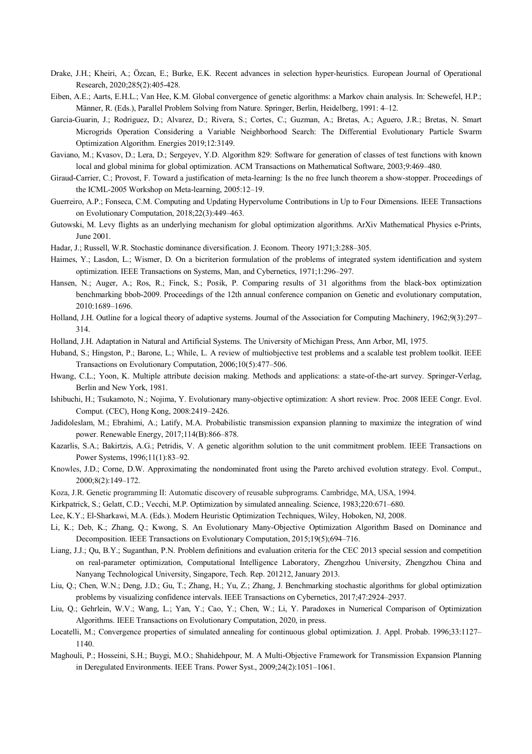Drake, J.H.; Kheiri, A.; Özcan, E.; Burke, E.K. Recent advances in selection hyper-heuristics. European Journal of Operational Research, 2020;285(2):405-428.

Eiben, A.E.; Aarts, E.H.L.; Van Hee, K.M. Global convergence of genetic algorithms: a Markov chain analysis. In: Schewefel, H.P.; Männer, R. (Eds.), Parallel Problem Solving from Nature. Springer, Berlin, Heidelberg, 1991: 4–12.

Garcia-Guarin, J.; Rodriguez, D.; Alvarez, D.; Rivera, S.; Cortes, C.; Guzman, A.; Bretas, A.; Aguero, J.R.; Bretas, N. Smart Microgrids Operation Considering a Variable Neighborhood Search: The Differential Evolutionary Particle Swarm Optimization Algorithm. Energies 2019;12:3149.

Gaviano, M.; Kvasov, D.; Lera, D.; Sergeyev, Y.D. Algorithm 829: Software for generation of classes of test functions with known local and global minima for global optimization. ACM Transactions on Mathematical Software, 2003;9:469–480.

Giraud-Carrier, C.; Provost, F. Toward a justification of meta-learning: Is the no free lunch theorem a show-stopper. Proceedings of the ICML-2005 Workshop on Meta-learning, 2005:12–19.

Guerreiro, A.P.; Fonseca, C.M. Computing and Updating Hypervolume Contributions in Up to Four Dimensions. IEEE Transactions on Evolutionary Computation, 2018;22(3):449–463.

Gutowski, M. Levy flights as an underlying mechanism for global optimization algorithms. ArXiv Mathematical Physics e-Prints, June 2001.

Hadar, J.; Russell, W.R. Stochastic dominance diversification. J. Econom. Theory 1971;3:288–305.

Haimes, Y.; Lasdon, L.; Wismer, D. On a bicriterion formulation of the problems of integrated system identification and system optimization. IEEE Transactions on Systems, Man, and Cybernetics, 1971;1:296–297.

Hansen, N.; Auger, A.; Ros, R.; Finck, S.; Posik, P. Comparing results of 31 algorithms from the black-box optimization benchmarking bbob-2009. Proceedings of the 12th annual conference companion on Genetic and evolutionary computation, 2010:1689–1696.

Holland, J.H. Outline for a logical theory of adaptive systems. Journal of the Association for Computing Machinery, 1962;9(3):297–314.

Holland, J.H. Adaptation in Natural and Artificial Systems. The University of Michigan Press, Ann Arbor, MI, 1975.

Huband, S.; Hingston, P.; Barone, L.; While, L. A review of multiobjective test problems and a scalable test problem toolkit. IEEE Transactions on Evolutionary Computation, 2006;10(5):477–506.

Hwang, C.L.; Yoon, K. Multiple attribute decision making. Methods and applications: a state-of-the-art survey. Springer-Verlag, Berlin and New York, 1981.

Ishibuchi, H.; Tsukamoto, N.; Nojima, Y. Evolutionary many-objective optimization: A short review. Proc. 2008 IEEE Congr. Evol. Comput. (CEC), Hong Kong, 2008:2419–2426.

Jadidoleslam, M.; Ebrahimi, A.; Latify, M.A. Probabilistic transmission expansion planning to maximize the integration of wind power. Renewable Energy, 2017;114(B):866–878.

Kazarlis, S.A.; Bakirtzis, A.G.; Petridis, V. A genetic algorithm solution to the unit commitment problem. IEEE Transactions on Power Systems, 1996;11(1):83–92.

Knowles, J.D.; Corne, D.W. Approximating the nondominated front using the Pareto archived evolution strategy. Evol. Comput., 2000;8(2):149–172.

Koza, J.R. Genetic programming II: Automatic discovery of reusable subprograms. Cambridge, MA, USA, 1994.

Kirkpatrick, S.; Gelatt, C.D.; Vecchi, M.P. Optimization by simulated annealing. Science, 1983;220:671–680.

Lee, K.Y.; El-Sharkawi, M.A. (Eds.). Modern Heuristic Optimization Techniques, Wiley, Hoboken, NJ, 2008.

Li, K.; Deb, K.; Zhang, Q.; Kwong, S. An Evolutionary Many-Objective Optimization Algorithm Based on Dominance and Decomposition. IEEE Transactions on Evolutionary Computation, 2015;19(5);694–716.

Liang, J.J.; Qu, B.Y.; Suganthan, P.N. Problem definitions and evaluation criteria for the CEC 2013 special session and competition on real-parameter optimization, Computational Intelligence Laboratory, Zhengzhou University, Zhengzhou China and Nanyang Technological University, Singapore, Tech. Rep. 201212, January 2013.

Liu, Q.; Chen, W.N.; Deng, J.D.; Gu, T.; Zhang, H.; Yu, Z.; Zhang, J. Benchmarking stochastic algorithms for global optimization problems by visualizing confidence intervals. IEEE Transactions on Cybernetics, 2017;47:2924–2937.

Liu, Q.; Gehrlein, W.V.; Wang, L.; Yan, Y.; Cao, Y.; Chen, W.; Li, Y. Paradoxes in Numerical Comparison of Optimization Algorithms. IEEE Transactions on Evolutionary Computation, 2020, in press.

Locatelli, M.; Convergence properties of simulated annealing for continuous global optimization. J. Appl. Probab. 1996;33:1127–1140.

Maghouli, P.; Hosseini, S.H.; Buygi, M.O.; Shahidehpour, M. A Multi-Objective Framework for Transmission Expansion Planning in Deregulated Environments. IEEE Trans. Power Syst., 2009;24(2):1051–1061.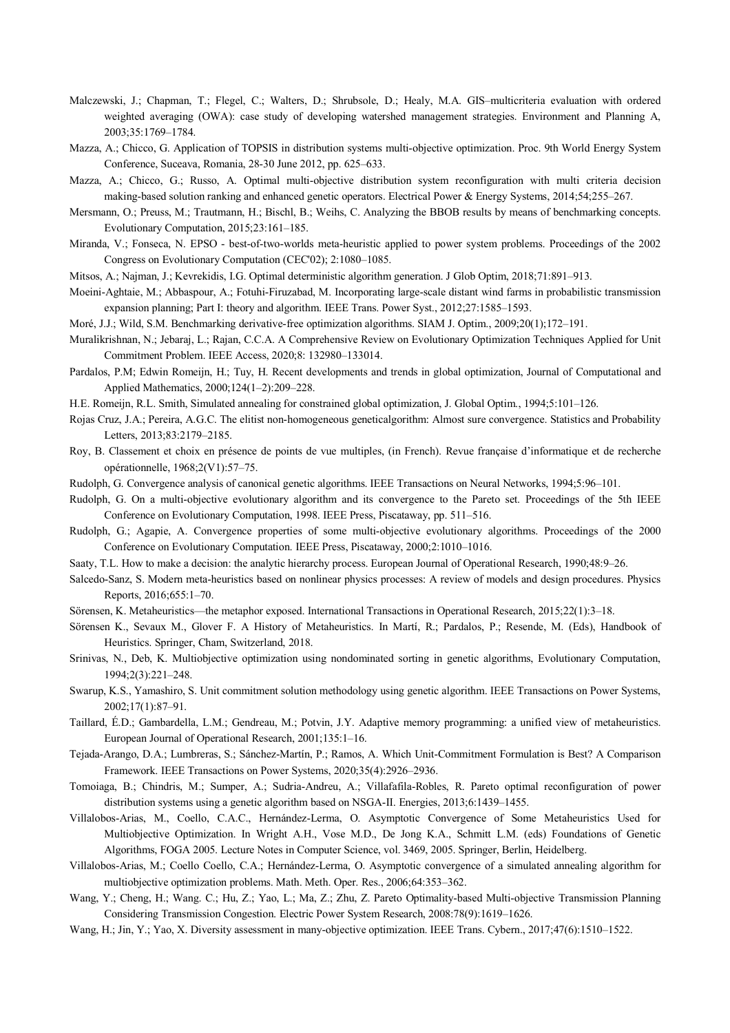Malczewski, J.; Chapman, T.; Flegel, C.; Walters, D.; Shrubsole, D.; Healy, M.A. GIS–multicriteria evaluation with ordered weighted averaging (OWA): case study of developing watershed management strategies. Environment and Planning A, 2003;35:1769–1784.

Mazza, A.; Chicco, G. Application of TOPSIS in distribution systems multi-objective optimization. Proc. 9th World Energy System Conference, Suceava, Romania, 28-30 June 2012, pp. 625–633.

Mazza, A.; Chicco, G.; Russo, A. Optimal multi-objective distribution system reconfiguration with multi criteria decision making-based solution ranking and enhanced genetic operators. Electrical Power & Energy Systems, 2014;54;255–267.

Mersmann, O.; Preuss, M.; Trautmann, H.; Bischl, B.; Weihs, C. Analyzing the BBOB results by means of benchmarking concepts. Evolutionary Computation, 2015;23:161–185.

Miranda, V.; Fonseca, N. EPSO - best-of-two-worlds meta-heuristic applied to power system problems. Proceedings of the 2002 Congress on Evolutionary Computation (CEC'02); 2:1080–1085.

Mitsos, A.; Najman, J.; Kevrekidis, I.G. Optimal deterministic algorithm generation. J Glob Optim, 2018;71:891–913.

Moeini-Aghtaie, M.; Abbaspour, A.; Fotuhi-Firuzabad, M. Incorporating large-scale distant wind farms in probabilistic transmission expansion planning; Part I: theory and algorithm. IEEE Trans. Power Syst., 2012;27:1585–1593.

Moré, J.J.; Wild, S.M. Benchmarking derivative-free optimization algorithms. SIAM J. Optim., 2009;20(1);172–191.

Muralikrishnan, N.; Jebaraj, L.; Rajan, C.C.A. A Comprehensive Review on Evolutionary Optimization Techniques Applied for Unit Commitment Problem. IEEE Access, 2020;8: 132980–133014.

Pardalos, P.M; Edwin Romeijn, H.; Tuy, H. Recent developments and trends in global optimization, Journal of Computational and Applied Mathematics, 2000;124(1–2):209–228.

H.E. Romeijn, R.L. Smith, Simulated annealing for constrained global optimization, J. Global Optim., 1994;5:101–126.

Rojas Cruz, J.A.; Pereira, A.G.C. The elitist non-homogeneous geneticalgorithm: Almost sure convergence. Statistics and Probability Letters, 2013;83:2179–2185.

Roy, B. Classement et choix en présence de points de vue multiples, (in French). Revue française d'informatique et de recherche opérationnelle, 1968;2(V1):57–75.

Rudolph, G. Convergence analysis of canonical genetic algorithms. IEEE Transactions on Neural Networks, 1994;5:96–101.

Rudolph, G. On a multi-objective evolutionary algorithm and its convergence to the Pareto set. Proceedings of the 5th IEEE Conference on Evolutionary Computation, 1998. IEEE Press, Piscataway, pp. 511–516.

Rudolph, G.; Agapie, A. Convergence properties of some multi-objective evolutionary algorithms. Proceedings of the 2000 Conference on Evolutionary Computation. IEEE Press, Piscataway, 2000;2:1010–1016.

Saaty, T.L. How to make a decision: the analytic hierarchy process. European Journal of Operational Research, 1990;48:9–26.

Salcedo-Sanz, S. Modern meta-heuristics based on nonlinear physics processes: A review of models and design procedures. Physics Reports, 2016;655:1–70.

Sörensen, K. Metaheuristics—the metaphor exposed. International Transactions in Operational Research, 2015;22(1):3–18.

Sörensen K., Sevaux M., Glover F. A History of Metaheuristics. In Martí, R.; Pardalos, P.; Resende, M. (Eds), Handbook of Heuristics. Springer, Cham, Switzerland, 2018.

Srinivas, N., Deb, K. Multiobjective optimization using nondominated sorting in genetic algorithms, Evolutionary Computation, 1994;2(3):221–248.

Swarup, K.S., Yamashiro, S. Unit commitment solution methodology using genetic algorithm. IEEE Transactions on Power Systems, 2002;17(1):87–91.

Taillard, É.D.; Gambardella, L.M.; Gendreau, M.; Potvin, J.Y. Adaptive memory programming: a unified view of metaheuristics. European Journal of Operational Research, 2001;135:1–16.

Tejada-Arango, D.A.; Lumbreras, S.; Sánchez-Martín, P.; Ramos, A. Which Unit-Commitment Formulation is Best? A Comparison Framework. IEEE Transactions on Power Systems, 2020;35(4):2926–2936.

Tomoiaga, B.; Chindris, M.; Sumper, A.; Sudria-Andreu, A.; Villafafila-Robles, R. Pareto optimal reconfiguration of power distribution systems using a genetic algorithm based on NSGA-II. Energies, 2013;6:1439–1455.

Villalobos-Arias, M., Coello, C.A.C., Hernández-Lerma, O. Asymptotic Convergence of Some Metaheuristics Used for Multiobjective Optimization. In Wright A.H., Vose M.D., De Jong K.A., Schmitt L.M. (eds) Foundations of Genetic Algorithms, FOGA 2005. Lecture Notes in Computer Science, vol. 3469, 2005. Springer, Berlin, Heidelberg.

Villalobos-Arias, M.; Coello Coello, C.A.; Hernández-Lerma, O. Asymptotic convergence of a simulated annealing algorithm for multiobjective optimization problems. Math. Meth. Oper. Res., 2006;64:353–362.

Wang, Y.; Cheng, H.; Wang. C.; Hu, Z.; Yao, L.; Ma, Z.; Zhu, Z. Pareto Optimality-based Multi-objective Transmission Planning Considering Transmission Congestion. Electric Power System Research, 2008:78(9):1619–1626.

Wang, H.; Jin, Y.; Yao, X. Diversity assessment in many-objective optimization. IEEE Trans. Cybern., 2017;47(6):1510–1522.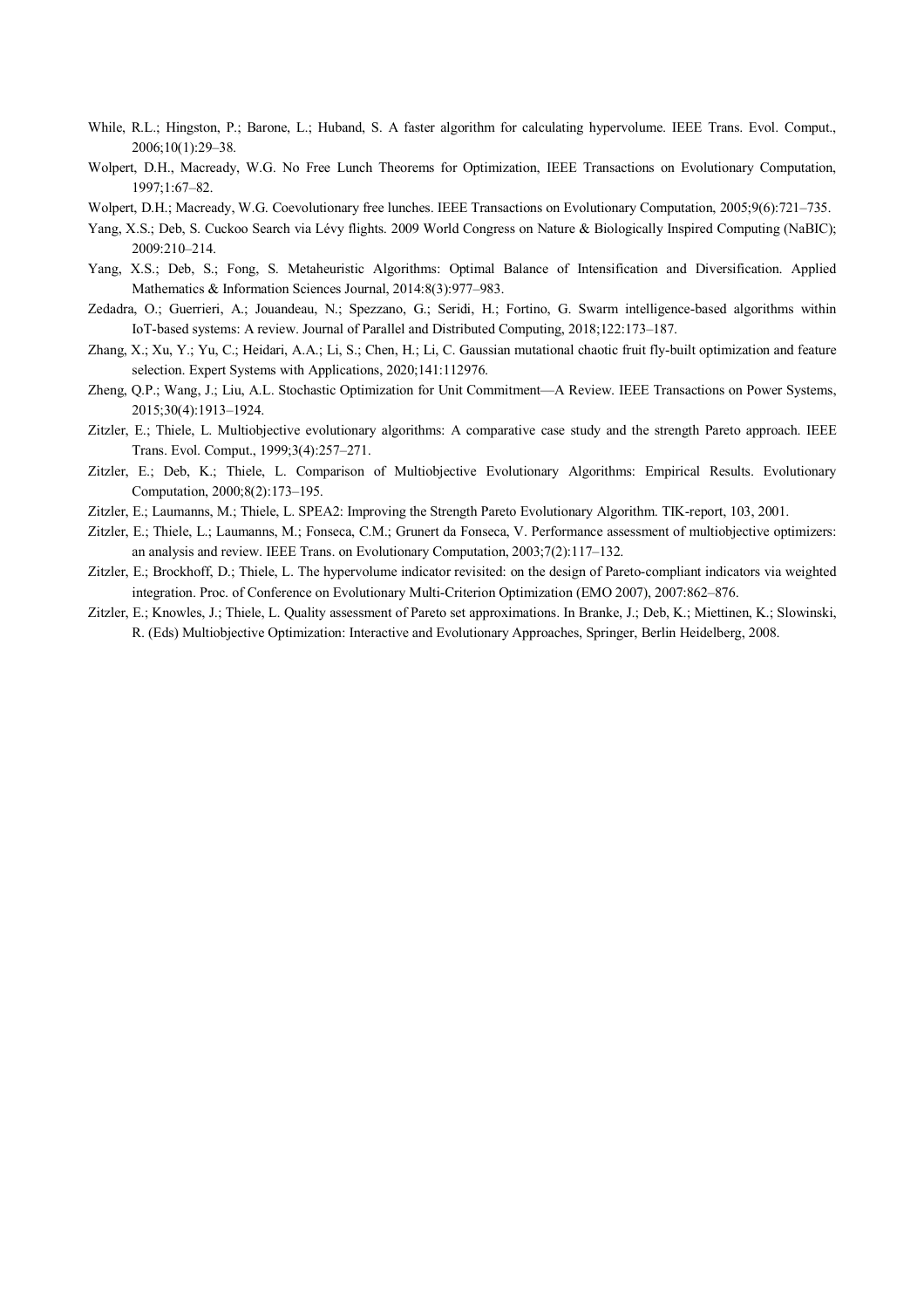While, R.L.; Hingston, P.; Barone, L.; Huband, S. A faster algorithm for calculating hypervolume. IEEE Trans. Evol. Comput., 2006;10(1):29–38.

Wolpert, D.H., Macready, W.G. No Free Lunch Theorems for Optimization, IEEE Transactions on Evolutionary Computation, 1997;1:67–82.

Wolpert, D.H.; Macready, W.G. Coevolutionary free lunches. IEEE Transactions on Evolutionary Computation, 2005;9(6):721–735.

Yang, X.S.; Deb, S. Cuckoo Search via Lévy flights. 2009 World Congress on Nature & Biologically Inspired Computing (NaBIC); 2009:210–214.

Yang, X.S.; Deb, S.; Fong, S. Metaheuristic Algorithms: Optimal Balance of Intensification and Diversification. Applied Mathematics & Information Sciences Journal, 2014:8(3):977–983.

Zedadra, O.; Guerrieri, A.; Jouandeau, N.; Spezzano, G.; Seridi, H.; Fortino, G. Swarm intelligence-based algorithms within IoT-based systems: A review. Journal of Parallel and Distributed Computing, 2018;122:173–187.

Zhang, X.; Xu, Y.; Yu, C.; Heidari, A.A.; Li, S.; Chen, H.; Li, C. Gaussian mutational chaotic fruit fly-built optimization and feature selection. Expert Systems with Applications, 2020;141:112976.

Zheng, Q.P.; Wang, J.; Liu, A.L. Stochastic Optimization for Unit Commitment—A Review. IEEE Transactions on Power Systems, 2015;30(4):1913–1924.

Zitzler, E.; Thiele, L. Multiobjective evolutionary algorithms: A comparative case study and the strength Pareto approach. IEEE Trans. Evol. Comput., 1999;3(4):257–271.

Zitzler, E.; Deb, K.; Thiele, L. Comparison of Multiobjective Evolutionary Algorithms: Empirical Results. Evolutionary Computation, 2000;8(2):173–195.

Zitzler, E.; Laumanns, M.; Thiele, L. SPEA2: Improving the Strength Pareto Evolutionary Algorithm. TIK-report, 103, 2001.

Zitzler, E.; Thiele, L.; Laumanns, M.; Fonseca, C.M.; Grunert da Fonseca, V. Performance assessment of multiobjective optimizers: an analysis and review. IEEE Trans. on Evolutionary Computation, 2003;7(2):117–132.

Zitzler, E.; Brockhoff, D.; Thiele, L. The hypervolume indicator revisited: on the design of Pareto-compliant indicators via weighted integration. Proc. of Conference on Evolutionary Multi-Criterion Optimization (EMO 2007), 2007:862–876.

Zitzler, E.; Knowles, J.; Thiele, L. Quality assessment of Pareto set approximations. In Branke, J.; Deb, K.; Miettinen, K.; Slowinski, R. (Eds) Multiobjective Optimization: Interactive and Evolutionary Approaches, Springer, Berlin Heidelberg, 2008.